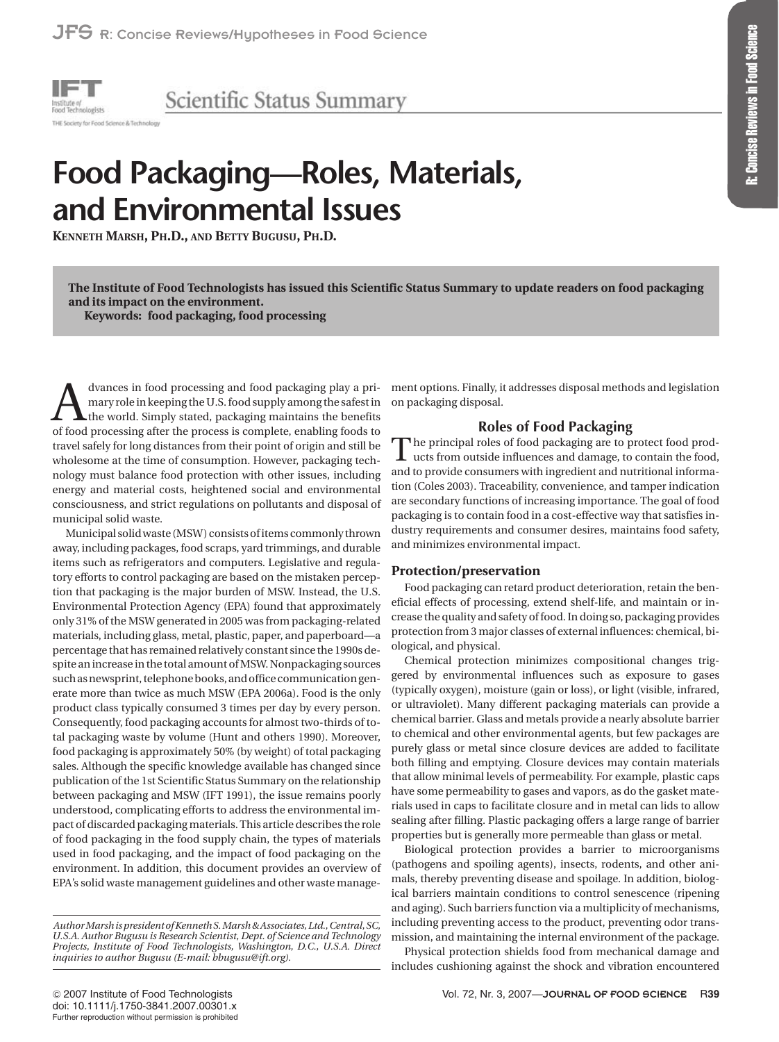Scientific Status Summary

# Food Packaging—Roles, Materials, and Environmental Issues

**KENNETH MARSH, PH.D., AND BETTY BUGUSU, PH.D.**

**The Institute of Food Technologists has issued this Scientific Status Summary to update readers on food packaging and its impact on the environment.**

**Keywords: food packaging, food processing**

Advances in food processing and food packaging play a primary role in keeping the U.S. food supply among the safest in the world. Simply stated, packaging maintains the benefits of food processing after the process is complete, enabling foods to travel safely for long distances from their point of origin and still be wholesome at the time of consumption. However, packaging technology must balance food protection with other issues, including energy and material costs, heightened social and environmental consciousness, and strict regulations on pollutants and disposal of municipal solid waste.

Municipal solid waste (MSW) consists of items commonly thrown away, including packages, food scraps, yard trimmings, and durable items such as refrigerators and computers. Legislative and regulatory efforts to control packaging are based on the mistaken perception that packaging is the major burden of MSW. Instead, the U.S. Environmental Protection Agency (EPA) found that approximately only 31% of the MSW generated in 2005 was from packaging-related materials, including glass, metal, plastic, paper, and paperboard—a percentage that has remained relatively constant since the 1990s despite an increase in the total amount of MSW. Nonpackaging sources such as newsprint, telephone books, and office communication generate more than twice as much MSW (EPA 2006a). Food is the only product class typically consumed 3 times per day by every person. Consequently, food packaging accounts for almost two-thirds of total packaging waste by volume (Hunt and others 1990). Moreover, food packaging is approximately 50% (by weight) of total packaging sales. Although the specific knowledge available has changed since publication of the 1st Scientific Status Summary on the relationship between packaging and MSW (IFT 1991), the issue remains poorly understood, complicating efforts to address the environmental impact of discarded packaging materials. This article describes the role of food packaging in the food supply chain, the types of materials used in food packaging, and the impact of food packaging on the environment. In addition, this document provides an overview of EPA's solid waste management guidelines and other waste management options. Finally, it addresses disposal methods and legislation on packaging disposal.

*Author Marsh is president of Kenneth S. Marsh & Associates, Ltd., Central, SC, U.S.A. Author Bugusu is Research Scientist, Dept. of Science and Technology Projects, Institute of Food Technologists, Washington, D.C., U.S.A. Direct inquiries to author Bugusu (E-mail: bbugusu@ift.org).*

## Roles of Food Packaging

The principal roles of food packaging are to protect food products from outside influences and damage, to contain the food, and to provide consumers with ingredient and nutritional information (Coles 2003). Traceability, convenience, and tamper indication are secondary functions of increasing importance. The goal of food packaging is to contain food in a cost-effective way that satisfies industry requirements and consumer desires, maintains food safety, and minimizes environmental impact.

### Protection/preservation

Food packaging can retard product deterioration, retain the beneficial effects of processing, extend shelf-life, and maintain or increase the quality and safety of food. In doing so, packaging provides protection from 3 major classes of external influences: chemical, biological, and physical.

Chemical protection minimizes compositional changes triggered by environmental influences such as exposure to gases (typically oxygen), moisture (gain or loss), or light (visible, infrared, or ultraviolet). Many different packaging materials can provide a chemical barrier. Glass and metals provide a nearly absolute barrier to chemical and other environmental agents, but few packages are purely glass or metal since closure devices are added to facilitate both filling and emptying. Closure devices may contain materials that allow minimal levels of permeability. For example, plastic caps have some permeability to gases and vapors, as do the gasket materials used in caps to facilitate closure and in metal can lids to allow sealing after filling. Plastic packaging offers a large range of barrier properties but is generally more permeable than glass or metal.

Biological protection provides a barrier to microorganisms (pathogens and spoiling agents), insects, rodents, and other animals, thereby preventing disease and spoilage. In addition, biological barriers maintain conditions to control senescence (ripening and aging). Such barriers function via a multiplicity of mechanisms, including preventing access to the product, preventing odor transmission, and maintaining the internal environment of the package.

Physical protection shields food from mechanical damage and includes cushioning against the shock and vibration encountered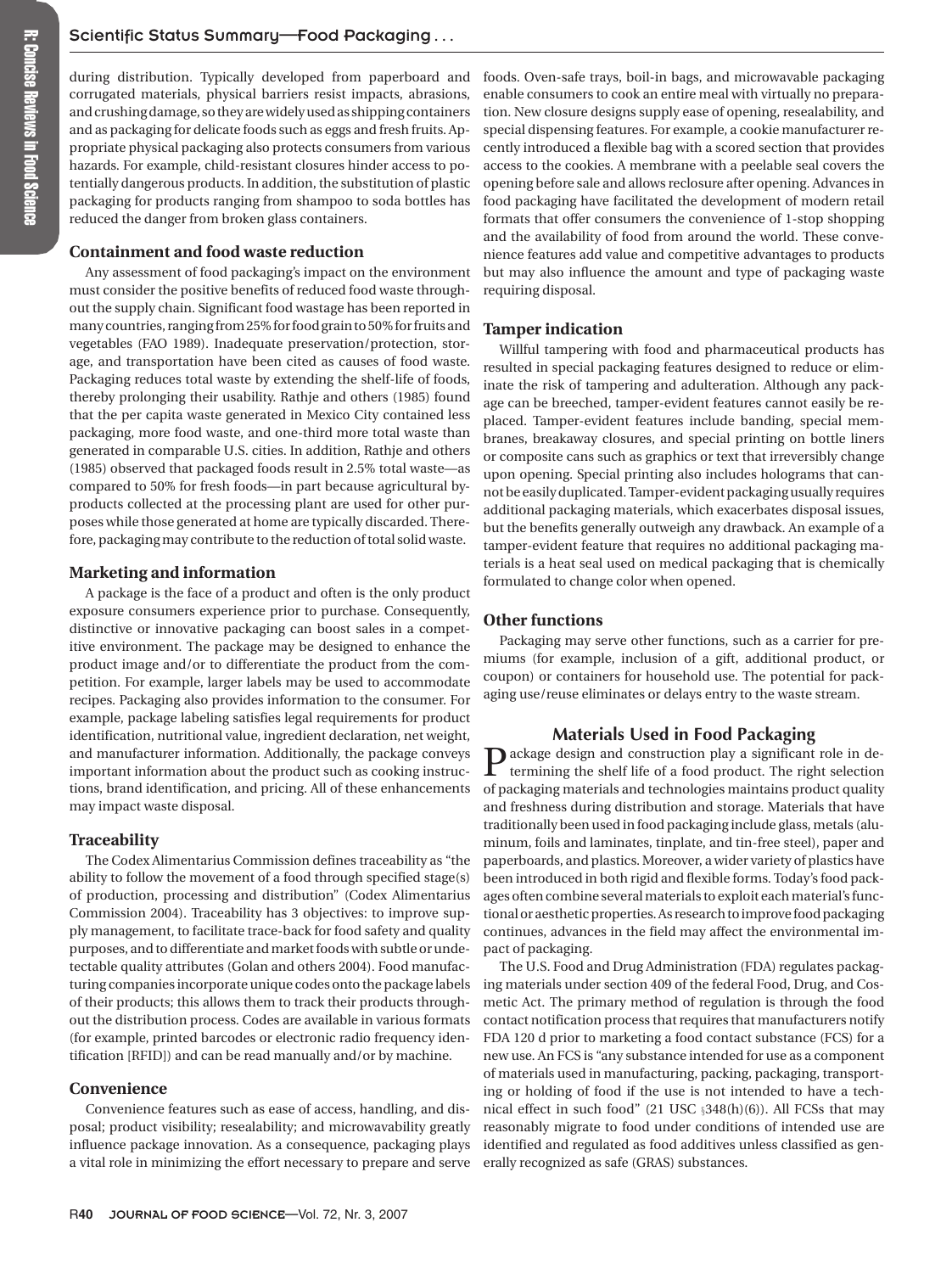during distribution. Typically developed from paperboard and corrugated materials, physical barriers resist impacts, abrasions, and crushing damage, so they are widely used as shipping containers and as packaging for delicate foods such as eggs and fresh fruits. Appropriate physical packaging also protects consumers from various hazards. For example, child-resistant closures hinder access to potentially dangerous products. In addition, the substitution of plastic packaging for products ranging from shampoo to soda bottles has reduced the danger from broken glass containers.

### Containment and food waste reduction

Any assessment of food packaging's impact on the environment must consider the positive benefits of reduced food waste throughout the supply chain. Significant food wastage has been reported in many countries, ranging from 25% for food grain to 50% for fruits and vegetables (FAO 1989). Inadequate preservation/protection, storage, and transportation have been cited as causes of food waste. Packaging reduces total waste by extending the shelf-life of foods, thereby prolonging their usability. Rathje and others (1985) found that the per capita waste generated in Mexico City contained less packaging, more food waste, and one-third more total waste than generated in comparable U.S. cities. In addition, Rathje and others (1985) observed that packaged foods result in 2.5% total waste—as compared to 50% for fresh foods—in part because agricultural byproducts collected at the processing plant are used for other purposes while those generated at home are typically discarded. Therefore, packaging may contribute to the reduction of total solid waste.

### Marketing and information

A package is the face of a product and often is the only product exposure consumers experience prior to purchase. Consequently, distinctive or innovative packaging can boost sales in a competitive environment. The package may be designed to enhance the product image and/or to differentiate the product from the competition. For example, larger labels may be used to accommodate recipes. Packaging also provides information to the consumer. For example, package labeling satisfies legal requirements for product identification, nutritional value, ingredient declaration, net weight, and manufacturer information. Additionally, the package conveys important information about the product such as cooking instructions, brand identification, and pricing. All of these enhancements may impact waste disposal.

### Traceability

The Codex Alimentarius Commission defines traceability as "the ability to follow the movement of a food through specified stage(s) of production, processing and distribution" (Codex Alimentarius Commission 2004). Traceability has 3 objectives: to improve supply management, to facilitate trace-back for food safety and quality purposes, and to differentiate and market foods with subtle or undetectable quality attributes (Golan and others 2004). Food manufacturing companies incorporate unique codes onto the package labels of their products; this allows them to track their products throughout the distribution process. Codes are available in various formats (for example, printed barcodes or electronic radio frequency identification [RFID]) and can be read manually and/or by machine.

### Convenience

Convenience features such as ease of access, handling, and disposal; product visibility; resealability; and microwavability greatly influence package innovation. As a consequence, packaging plays a vital role in minimizing the effort necessary to prepare and serve foods. Oven-safe trays, boil-in bags, and microwavable packaging enable consumers to cook an entire meal with virtually no preparation. New closure designs supply ease of opening, resealability, and special dispensing features. For example, a cookie manufacturer recently introduced a flexible bag with a scored section that provides access to the cookies. A membrane with a peelable seal covers the opening before sale and allows reclosure after opening. Advances in food packaging have facilitated the development of modern retail formats that offer consumers the convenience of 1-stop shopping and the availability of food from around the world. These convenience features add value and competitive advantages to products but may also influence the amount and type of packaging waste requiring disposal.

### Tamper indication

Willful tampering with food and pharmaceutical products has resulted in special packaging features designed to reduce or eliminate the risk of tampering and adulteration. Although any package can be breeched, tamper-evident features cannot easily be replaced. Tamper-evident features include banding, special membranes, breakaway closures, and special printing on bottle liners or composite cans such as graphics or text that irreversibly change upon opening. Special printing also includes holograms that cannot be easily duplicated. Tamper-evident packaging usually requires additional packaging materials, which exacerbates disposal issues, but the benefits generally outweigh any drawback. An example of a tamper-evident feature that requires no additional packaging materials is a heat seal used on medical packaging that is chemically formulated to change color when opened.

### Other functions

Packaging may serve other functions, such as a carrier for premiums (for example, inclusion of a gift, additional product, or coupon) or containers for household use. The potential for packaging use/reuse eliminates or delays entry to the waste stream.

## Materials Used in Food Packaging

Package design and construction play a significant role in determining the shelf life of a food product. The right selection of packaging materials and technologies maintains product quality and freshness during distribution and storage. Materials that have traditionally been used in food packaging include glass, metals (aluminum, foils and laminates, tinplate, and tin-free steel), paper and paperboards, and plastics. Moreover, a wider variety of plastics have been introduced in both rigid and flexible forms. Today's food packages often combine several materials to exploit each material's functional or aesthetic properties. As research to improve food packaging continues, advances in the field may affect the environmental impact of packaging.

The U.S. Food and Drug Administration (FDA) regulates packaging materials under section 409 of the federal Food, Drug, and Cosmetic Act. The primary method of regulation is through the food contact notification process that requires that manufacturers notify FDA 120 d prior to marketing a food contact substance (FCS) for a new use. An FCS is "any substance intended for use as a component of materials used in manufacturing, packing, packaging, transporting or holding of food if the use is not intended to have a technical effect in such food" (21 USC §348(h)(6)). All FCSs that may reasonably migrate to food under conditions of intended use are identified and regulated as food additives unless classified as generally recognized as safe (GRAS) substances.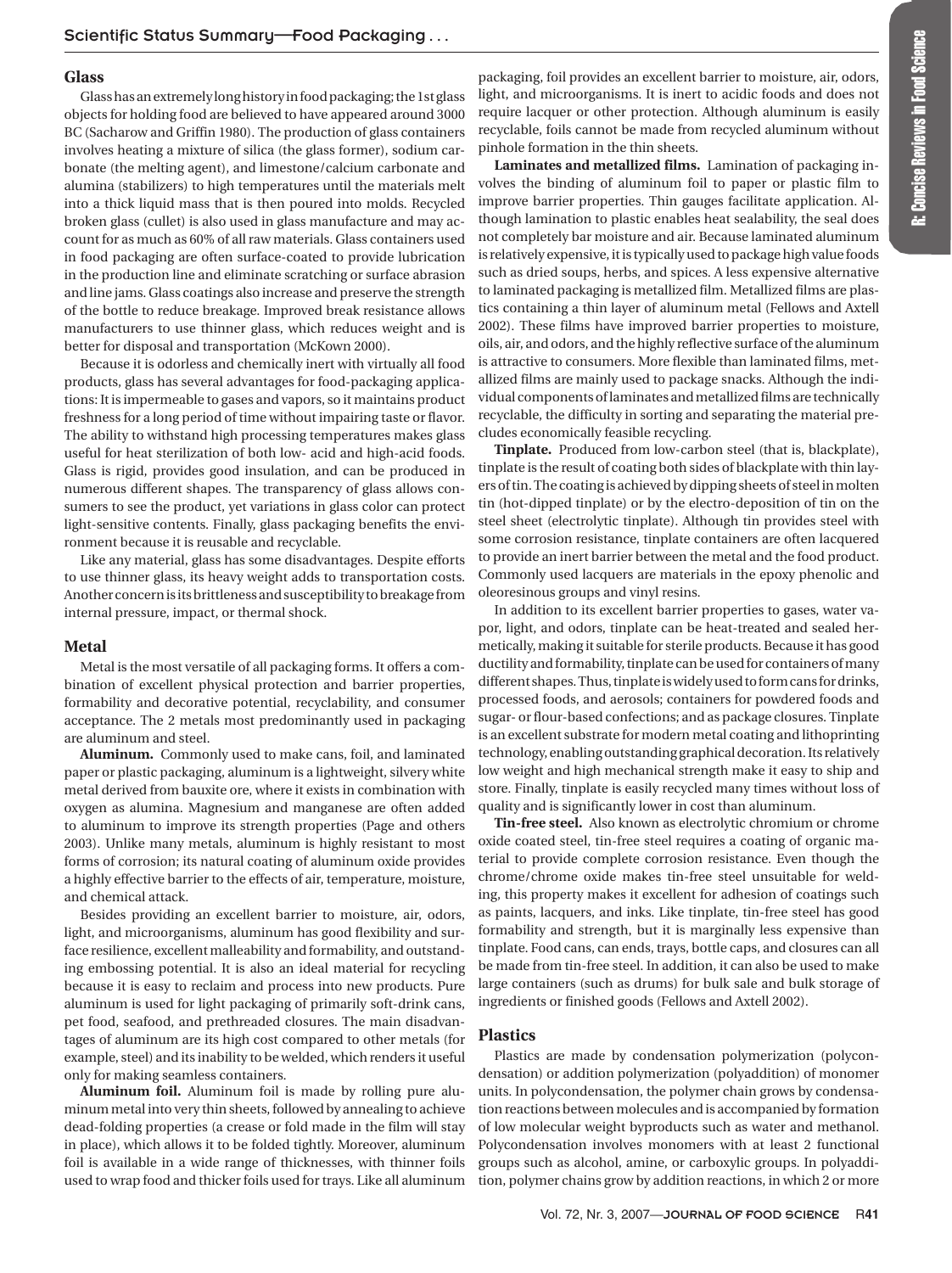## Glass

Glass has an extremely long history in food packaging; the 1st glass objects for holding food are believed to have appeared around 3000 BC (Sacharow and Griffin 1980). The production of glass containers involves heating a mixture of silica (the glass former), sodium carbonate (the melting agent), and limestone/calcium carbonate and alumina (stabilizers) to high temperatures until the materials melt into a thick liquid mass that is then poured into molds. Recycled broken glass (cullet) is also used in glass manufacture and may account for as much as 60% of all raw materials. Glass containers used in food packaging are often surface-coated to provide lubrication in the production line and eliminate scratching or surface abrasion and line jams. Glass coatings also increase and preserve the strength of the bottle to reduce breakage. Improved break resistance allows manufacturers to use thinner glass, which reduces weight and is better for disposal and transportation (McKown 2000).

Because it is odorless and chemically inert with virtually all food products, glass has several advantages for food-packaging applications: It is impermeable to gases and vapors, so it maintains product freshness for a long period of time without impairing taste or flavor. The ability to withstand high processing temperatures makes glass useful for heat sterilization of both low- acid and high-acid foods. Glass is rigid, provides good insulation, and can be produced in numerous different shapes. The transparency of glass allows consumers to see the product, yet variations in glass color can protect light-sensitive contents. Finally, glass packaging benefits the environment because it is reusable and recyclable.

Like any material, glass has some disadvantages. Despite efforts to use thinner glass, its heavy weight adds to transportation costs. Another concern is its brittleness and susceptibility to breakage from internal pressure, impact, or thermal shock.

## Metal

Metal is the most versatile of all packaging forms. It offers a combination of excellent physical protection and barrier properties, formability and decorative potential, recyclability, and consumer acceptance. The 2 metals most predominantly used in packaging are aluminum and steel.

**Aluminum.** Commonly used to make cans, foil, and laminated paper or plastic packaging, aluminum is a lightweight, silvery white metal derived from bauxite ore, where it exists in combination with oxygen as alumina. Magnesium and manganese are often added to aluminum to improve its strength properties (Page and others 2003). Unlike many metals, aluminum is highly resistant to most forms of corrosion; its natural coating of aluminum oxide provides a highly effective barrier to the effects of air, temperature, moisture, and chemical attack.

Besides providing an excellent barrier to moisture, air, odors, light, and microorganisms, aluminum has good flexibility and surface resilience, excellent malleability and formability, and outstanding embossing potential. It is also an ideal material for recycling because it is easy to reclaim and process into new products. Pure aluminum is used for light packaging of primarily soft-drink cans, pet food, seafood, and prethreaded closures. The main disadvantages of aluminum are its high cost compared to other metals (for example, steel) and its inability to be welded, which renders it useful only for making seamless containers.

**Aluminum foil.** Aluminum foil is made by rolling pure aluminum metal into very thin sheets, followed by annealing to achieve dead-folding properties (a crease or fold made in the film will stay in place), which allows it to be folded tightly. Moreover, aluminum foil is available in a wide range of thicknesses, with thinner foils used to wrap food and thicker foils used for trays. Like all aluminum packaging, foil provides an excellent barrier to moisture, air, odors, light, and microorganisms. It is inert to acidic foods and does not require lacquer or other protection. Although aluminum is easily recyclable, foils cannot be made from recycled aluminum without pinhole formation in the thin sheets.

**Laminates and metallized films.** Lamination of packaging involves the binding of aluminum foil to paper or plastic film to improve barrier properties. Thin gauges facilitate application. Although lamination to plastic enables heat sealability, the seal does not completely bar moisture and air. Because laminated aluminum is relatively expensive, it is typically used to package high value foods such as dried soups, herbs, and spices. A less expensive alternative to laminated packaging is metallized film. Metallized films are plastics containing a thin layer of aluminum metal (Fellows and Axtell 2002). These films have improved barrier properties to moisture, oils, air, and odors, and the highly reflective surface of the aluminum is attractive to consumers. More flexible than laminated films, metallized films are mainly used to package snacks. Although the individual components of laminates and metallized films are technically recyclable, the difficulty in sorting and separating the material precludes economically feasible recycling.

**Tinplate.** Produced from low-carbon steel (that is, blackplate), tinplate is the result of coating both sides of blackplate with thin layers of tin. The coating is achieved by dipping sheets of steel in molten tin (hot-dipped tinplate) or by the electro-deposition of tin on the steel sheet (electrolytic tinplate). Although tin provides steel with some corrosion resistance, tinplate containers are often lacquered to provide an inert barrier between the metal and the food product. Commonly used lacquers are materials in the epoxy phenolic and oleoresinous groups and vinyl resins.

In addition to its excellent barrier properties to gases, water vapor, light, and odors, tinplate can be heat-treated and sealed hermetically, making it suitable for sterile products. Because it has good ductility and formability, tinplate can be used for containers of many different shapes. Thus, tinplate is widely used to form cans for drinks, processed foods, and aerosols; containers for powdered foods and sugar- or flour-based confections; and as package closures. Tinplate is an excellent substrate for modern metal coating and lithoprinting technology, enabling outstanding graphical decoration. Its relatively low weight and high mechanical strength make it easy to ship and store. Finally, tinplate is easily recycled many times without loss of quality and is significantly lower in cost than aluminum.

**Tin-free steel.** Also known as electrolytic chromium or chrome oxide coated steel, tin-free steel requires a coating of organic material to provide complete corrosion resistance. Even though the chrome/chrome oxide makes tin-free steel unsuitable for welding, this property makes it excellent for adhesion of coatings such as paints, lacquers, and inks. Like tinplate, tin-free steel has good formability and strength, but it is marginally less expensive than tinplate. Food cans, can ends, trays, bottle caps, and closures can all be made from tin-free steel. In addition, it can also be used to make large containers (such as drums) for bulk sale and bulk storage of ingredients or finished goods (Fellows and Axtell 2002).

## Plastics

Plastics are made by condensation polymerization (polycondensation) or addition polymerization (polyaddition) of monomer units. In polycondensation, the polymer chain grows by condensation reactions between molecules and is accompanied by formation of low molecular weight byproducts such as water and methanol. Polycondensation involves monomers with at least 2 functional groups such as alcohol, amine, or carboxylic groups. In polyaddition, polymer chains grow by addition reactions, in which 2 or more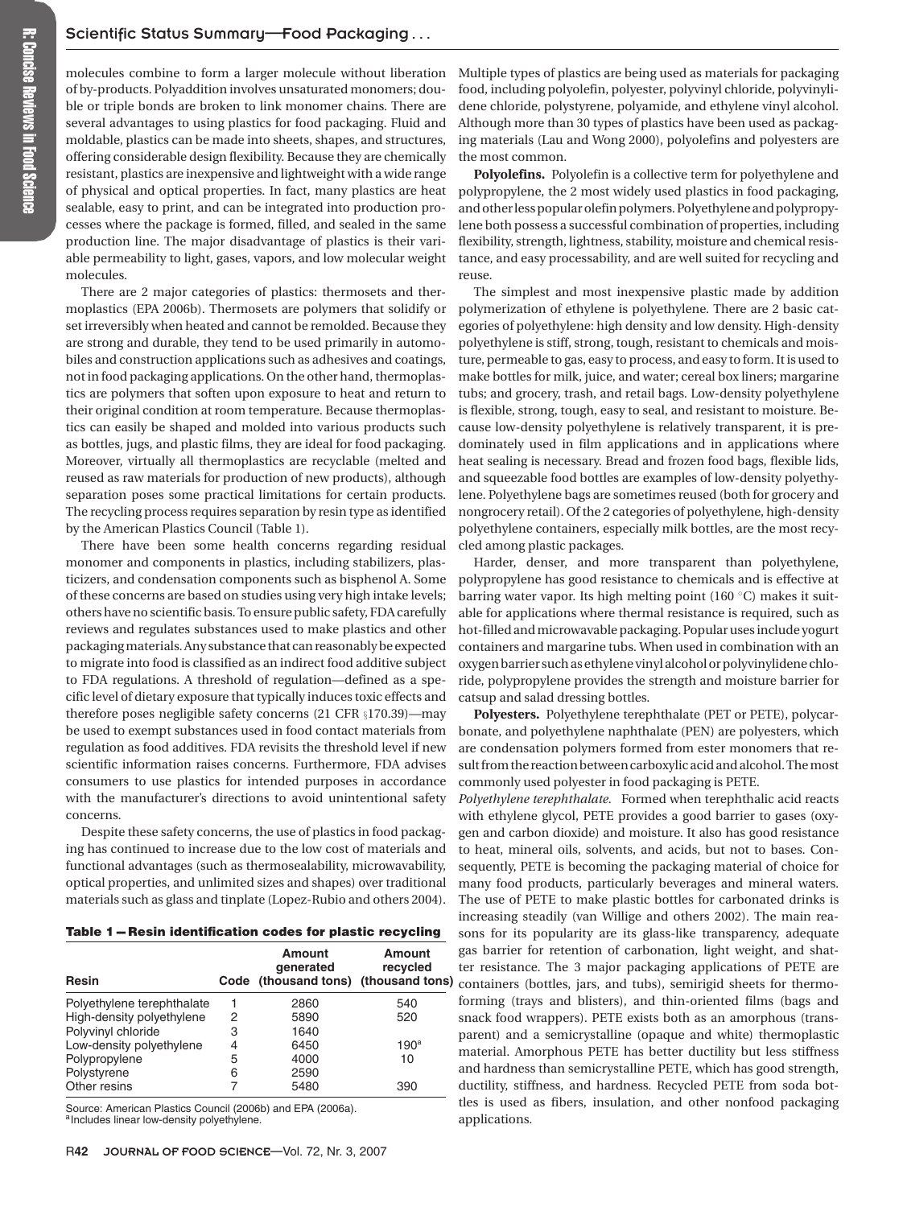molecules combine to form a larger molecule without liberation of by-products. Polyaddition involves unsaturated monomers; double or triple bonds are broken to link monomer chains. There are several advantages to using plastics for food packaging. Fluid and moldable, plastics can be made into sheets, shapes, and structures, offering considerable design flexibility. Because they are chemically resistant, plastics are inexpensive and lightweight with a wide range of physical and optical properties. In fact, many plastics are heat sealable, easy to print, and can be integrated into production processes where the package is formed, filled, and sealed in the same production line. The major disadvantage of plastics is their variable permeability to light, gases, vapors, and low molecular weight molecules.

There are 2 major categories of plastics: thermosets and thermoplastics (EPA 2006b). Thermosets are polymers that solidify or set irreversibly when heated and cannot be remolded. Because they are strong and durable, they tend to be used primarily in automobiles and construction applications such as adhesives and coatings, not in food packaging applications. On the other hand, thermoplastics are polymers that soften upon exposure to heat and return to their original condition at room temperature. Because thermoplastics can easily be shaped and molded into various products such as bottles, jugs, and plastic films, they are ideal for food packaging. Moreover, virtually all thermoplastics are recyclable (melted and reused as raw materials for production of new products), although separation poses some practical limitations for certain products. The recycling process requires separation by resin type as identified by the American Plastics Council (Table 1).

There have been some health concerns regarding residual monomer and components in plastics, including stabilizers, plasticizers, and condensation components such as bisphenol A. Some of these concerns are based on studies using very high intake levels; others have no scientific basis. To ensure public safety, FDA carefully reviews and regulates substances used to make plastics and other packaging materials. Any substance that can reasonably be expected to migrate into food is classified as an indirect food additive subject to FDA regulations. A threshold of regulation—defined as a specific level of dietary exposure that typically induces toxic effects and therefore poses negligible safety concerns (21 CFR §170.39)—may be used to exempt substances used in food contact materials from regulation as food additives. FDA revisits the threshold level if new scientific information raises concerns. Furthermore, FDA advises consumers to use plastics for intended purposes in accordance with the manufacturer's directions to avoid unintentional safety concerns.

Despite these safety concerns, the use of plastics in food packaging has continued to increase due to the low cost of materials and functional advantages (such as thermosealability, microwavability, optical properties, and unlimited sizes and shapes) over traditional materials such as glass and tinplate (Lopez-Rubio and others 2004).

**Table 1 — Resin identification codes for plastic recycling**

| Resin | Code | Amount generated (thousand tons) | Amount recycled (thousand tons) |
|---|---|---|---|
| Polyethylene terephthalate | 1 | 2860 | 540 |
| High-density polyethylene | 2 | 5890 | 520 |
| Polyvinyl chloride | 3 | 1640 | |
| Low-density polyethylene | 4 | 6450 | 190[a] |
| Polypropylene | 5 | 4000 | 10 |
| Polystyrene | 6 | 2590 | |
| Other resins | 7 | 5480 | 390 |

Source: American Plastics Council (2006b) and EPA (2006a).
[a]Includes linear low-density polyethylene.

Multiple types of plastics are being used as materials for packaging food, including polyolefin, polyester, polyvinyl chloride, polyvinylidene chloride, polystyrene, polyamide, and ethylene vinyl alcohol. Although more than 30 types of plastics have been used as packaging materials (Lau and Wong 2000), polyolefins and polyesters are the most common.

**Polyolefins.** Polyolefin is a collective term for polyethylene and polypropylene, the 2 most widely used plastics in food packaging, and other less popular olefin polymers. Polyethylene and polypropylene both possess a successful combination of properties, including flexibility, strength, lightness, stability, moisture and chemical resistance, and easy processability, and are well suited for recycling and reuse.

The simplest and most inexpensive plastic made by addition polymerization of ethylene is polyethylene. There are 2 basic categories of polyethylene: high density and low density. High-density polyethylene is stiff, strong, tough, resistant to chemicals and moisture, permeable to gas, easy to process, and easy to form. It is used to make bottles for milk, juice, and water; cereal box liners; margarine tubs; and grocery, trash, and retail bags. Low-density polyethylene is flexible, strong, tough, easy to seal, and resistant to moisture. Because low-density polyethylene is relatively transparent, it is predominately used in film applications and in applications where heat sealing is necessary. Bread and frozen food bags, flexible lids, and squeezable food bottles are examples of low-density polyethylene. Polyethylene bags are sometimes reused (both for grocery and nongrocery retail). Of the 2 categories of polyethylene, high-density polyethylene containers, especially milk bottles, are the most recycled among plastic packages.

Harder, denser, and more transparent than polyethylene, polypropylene has good resistance to chemicals and is effective at barring water vapor. Its high melting point (160 °C) makes it suitable for applications where thermal resistance is required, such as hot-filled and microwavable packaging. Popular uses include yogurt containers and margarine tubs. When used in combination with an oxygen barrier such as ethylene vinyl alcohol or polyvinylidene chloride, polypropylene provides the strength and moisture barrier for catsup and salad dressing bottles.

**Polyesters.** Polyethylene terephthalate (PET or PETE), polycarbonate, and polyethylene naphthalate (PEN) are polyesters, which are condensation polymers formed from ester monomers that result from the reaction between carboxylic acid and alcohol. The most commonly used polyester in food packaging is PETE.

*Polyethylene terephthalate.* Formed when terephthalic acid reacts with ethylene glycol, PETE provides a good barrier to gases (oxygen and carbon dioxide) and moisture. It also has good resistance to heat, mineral oils, solvents, and acids, but not to bases. Consequently, PETE is becoming the packaging material of choice for many food products, particularly beverages and mineral waters. The use of PETE to make plastic bottles for carbonated drinks is increasing steadily (van Willige and others 2002). The main reasons for its popularity are its glass-like transparency, adequate gas barrier for retention of carbonation, light weight, and shatter resistance. The 3 major packaging applications of PETE are containers (bottles, jars, and tubs), semirigid sheets for thermoforming (trays and blisters), and thin-oriented films (bags and snack food wrappers). PETE exists both as an amorphous (transparent) and a semicrystalline (opaque and white) thermoplastic material. Amorphous PETE has better ductility but less stiffness and hardness than semicrystalline PETE, which has good strength, ductility, stiffness, and hardness. Recycled PETE from soda bottles is used as fibers, insulation, and other nonfood packaging applications.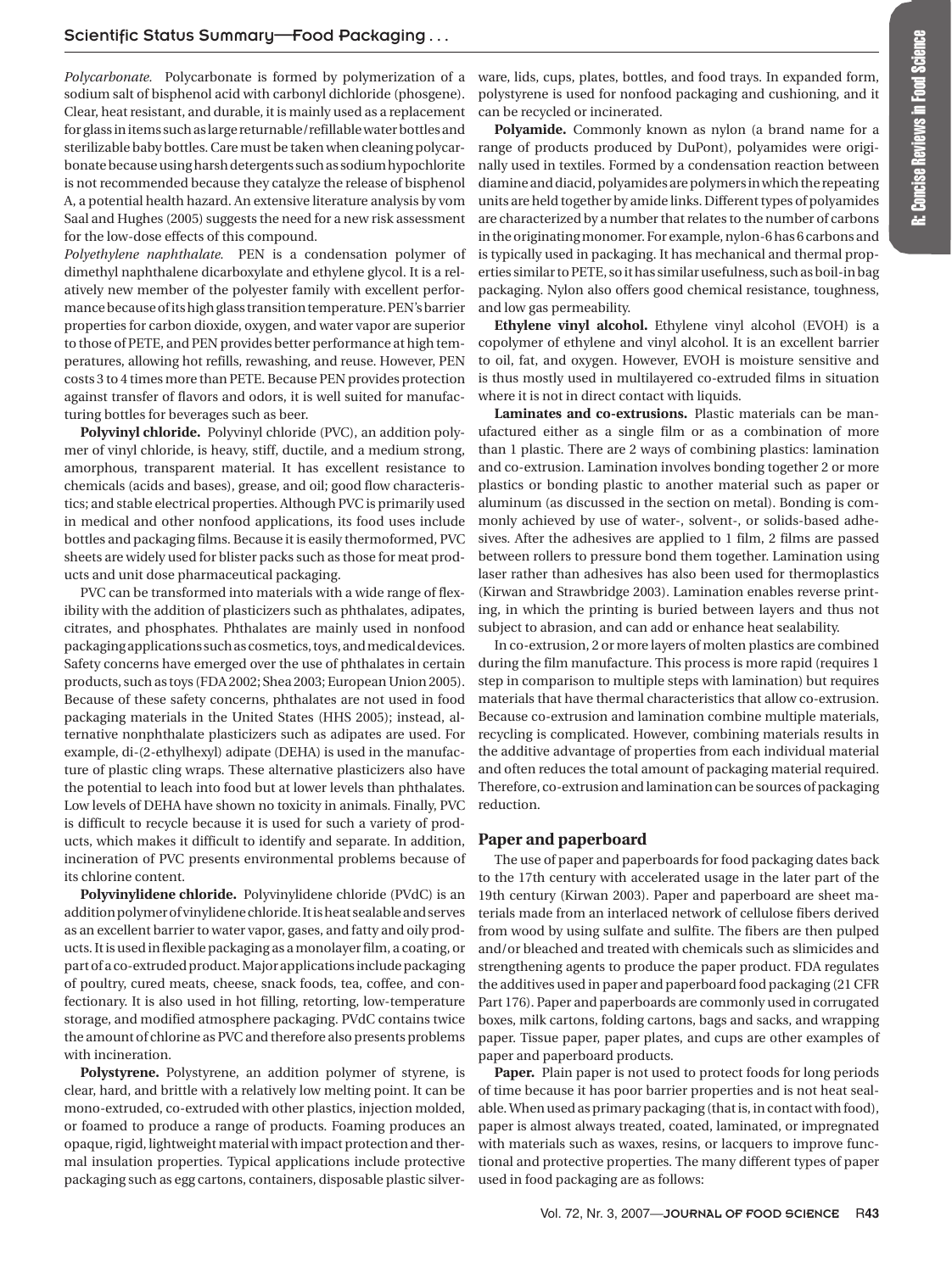*Polycarbonate.* Polycarbonate is formed by polymerization of a sodium salt of bisphenol acid with carbonyl dichloride (phosgene). Clear, heat resistant, and durable, it is mainly used as a replacement for glass in items such as large returnable/refillable water bottles and sterilizable baby bottles. Care must be taken when cleaning polycarbonate because using harsh detergents such as sodium hypochlorite is not recommended because they catalyze the release of bisphenol A, a potential health hazard. An extensive literature analysis by vom Saal and Hughes (2005) suggests the need for a new risk assessment for the low-dose effects of this compound.

*Polyethylene naphthalate.* PEN is a condensation polymer of dimethyl naphthalene dicarboxylate and ethylene glycol. It is a relatively new member of the polyester family with excellent performance because of its high glass transition temperature. PEN's barrier properties for carbon dioxide, oxygen, and water vapor are superior to those of PETE, and PEN provides better performance at high temperatures, allowing hot refills, rewashing, and reuse. However, PEN costs 3 to 4 times more than PETE. Because PEN provides protection against transfer of flavors and odors, it is well suited for manufacturing bottles for beverages such as beer.

**Polyvinyl chloride.** Polyvinyl chloride (PVC), an addition polymer of vinyl chloride, is heavy, stiff, ductile, and a medium strong, amorphous, transparent material. It has excellent resistance to chemicals (acids and bases), grease, and oil; good flow characteristics; and stable electrical properties. Although PVC is primarily used in medical and other nonfood applications, its food uses include bottles and packaging films. Because it is easily thermoformed, PVC sheets are widely used for blister packs such as those for meat products and unit dose pharmaceutical packaging.

PVC can be transformed into materials with a wide range of flexibility with the addition of plasticizers such as phthalates, adipates, citrates, and phosphates. Phthalates are mainly used in nonfood packaging applications such as cosmetics, toys, and medical devices. Safety concerns have emerged over the use of phthalates in certain products, such as toys (FDA 2002; Shea 2003; European Union 2005). Because of these safety concerns, phthalates are not used in food packaging materials in the United States (HHS 2005); instead, alternative nonphthalate plasticizers such as adipates are used. For example, di-(2-ethylhexyl) adipate (DEHA) is used in the manufacture of plastic cling wraps. These alternative plasticizers also have the potential to leach into food but at lower levels than phthalates. Low levels of DEHA have shown no toxicity in animals. Finally, PVC is difficult to recycle because it is used for such a variety of products, which makes it difficult to identify and separate. In addition, incineration of PVC presents environmental problems because of its chlorine content.

**Polyvinylidene chloride.** Polyvinylidene chloride (PVdC) is an addition polymer of vinylidene chloride. It is heat sealable and serves as an excellent barrier to water vapor, gases, and fatty and oily products. It is used in flexible packaging as a monolayer film, a coating, or part of a co-extruded product. Major applications include packaging of poultry, cured meats, cheese, snack foods, tea, coffee, and confectionary. It is also used in hot filling, retorting, low-temperature storage, and modified atmosphere packaging. PVdC contains twice the amount of chlorine as PVC and therefore also presents problems with incineration.

**Polystyrene.** Polystyrene, an addition polymer of styrene, is clear, hard, and brittle with a relatively low melting point. It can be mono-extruded, co-extruded with other plastics, injection molded, or foamed to produce a range of products. Foaming produces an opaque, rigid, lightweight material with impact protection and thermal insulation properties. Typical applications include protective packaging such as egg cartons, containers, disposable plastic silverware, lids, cups, plates, bottles, and food trays. In expanded form, polystyrene is used for nonfood packaging and cushioning, and it can be recycled or incinerated.

**Polyamide.** Commonly known as nylon (a brand name for a range of products produced by DuPont), polyamides were originally used in textiles. Formed by a condensation reaction between diamine and diacid, polyamides are polymers in which the repeating units are held together by amide links. Different types of polyamides are characterized by a number that relates to the number of carbons in the originating monomer. For example, nylon-6 has 6 carbons and is typically used in packaging. It has mechanical and thermal properties similar to PETE, so it has similar usefulness, such as boil-in bag packaging. Nylon also offers good chemical resistance, toughness, and low gas permeability.

**Ethylene vinyl alcohol.** Ethylene vinyl alcohol (EVOH) is a copolymer of ethylene and vinyl alcohol. It is an excellent barrier to oil, fat, and oxygen. However, EVOH is moisture sensitive and is thus mostly used in multilayered co-extruded films in situation where it is not in direct contact with liquids.

**Laminates and co-extrusions.** Plastic materials can be manufactured either as a single film or as a combination of more than 1 plastic. There are 2 ways of combining plastics: lamination and co-extrusion. Lamination involves bonding together 2 or more plastics or bonding plastic to another material such as paper or aluminum (as discussed in the section on metal). Bonding is commonly achieved by use of water-, solvent-, or solids-based adhesives. After the adhesives are applied to 1 film, 2 films are passed between rollers to pressure bond them together. Lamination using laser rather than adhesives has also been used for thermoplastics (Kirwan and Strawbridge 2003). Lamination enables reverse printing, in which the printing is buried between layers and thus not subject to abrasion, and can add or enhance heat sealability.

In co-extrusion, 2 or more layers of molten plastics are combined during the film manufacture. This process is more rapid (requires 1 step in comparison to multiple steps with lamination) but requires materials that have thermal characteristics that allow co-extrusion. Because co-extrusion and lamination combine multiple materials, recycling is complicated. However, combining materials results in the additive advantage of properties from each individual material and often reduces the total amount of packaging material required. Therefore, co-extrusion and lamination can be sources of packaging reduction.

## Paper and paperboard

The use of paper and paperboards for food packaging dates back to the 17th century with accelerated usage in the later part of the 19th century (Kirwan 2003). Paper and paperboard are sheet materials made from an interlaced network of cellulose fibers derived from wood by using sulfate and sulfite. The fibers are then pulped and/or bleached and treated with chemicals such as slimicides and strengthening agents to produce the paper product. FDA regulates the additives used in paper and paperboard food packaging (21 CFR Part 176). Paper and paperboards are commonly used in corrugated boxes, milk cartons, folding cartons, bags and sacks, and wrapping paper. Tissue paper, paper plates, and cups are other examples of paper and paperboard products.

**Paper.** Plain paper is not used to protect foods for long periods of time because it has poor barrier properties and is not heat sealable. When used as primary packaging (that is, in contact with food), paper is almost always treated, coated, laminated, or impregnated with materials such as waxes, resins, or lacquers to improve functional and protective properties. The many different types of paper used in food packaging are as follows: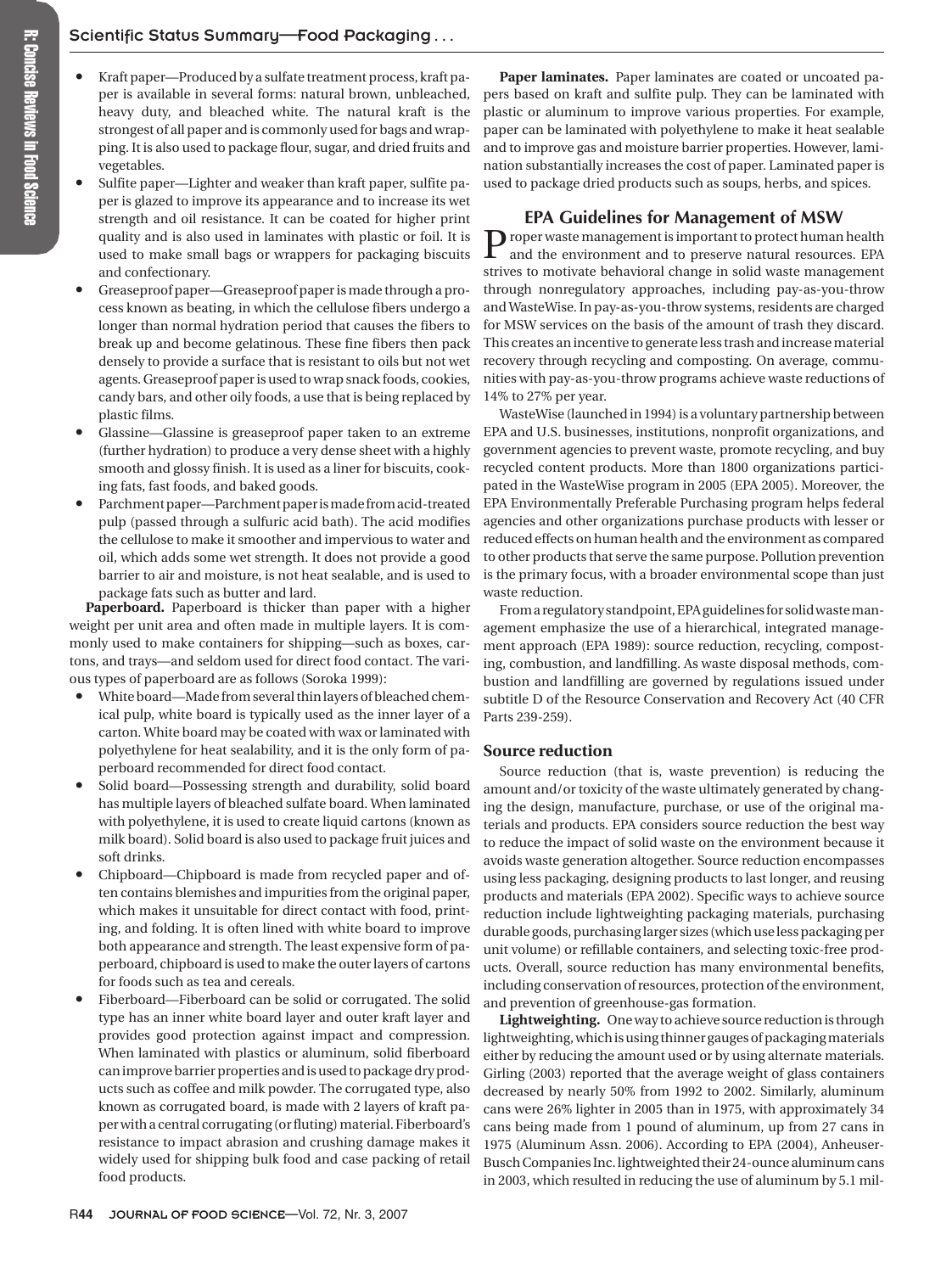- Kraft paper—Produced by a sulfate treatment process, kraft paper is available in several forms: natural brown, unbleached, heavy duty, and bleached white. The natural kraft is the strongest of all paper and is commonly used for bags and wrapping. It is also used to package flour, sugar, and dried fruits and vegetables.
- Sulfite paper—Lighter and weaker than kraft paper, sulfite paper is glazed to improve its appearance and to increase its wet strength and oil resistance. It can be coated for higher print quality and is also used in laminates with plastic or foil. It is used to make small bags or wrappers for packaging biscuits and confectionary.
- Greaseproof paper—Greaseproof paper is made through a process known as beating, in which the cellulose fibers undergo a longer than normal hydration period that causes the fibers to break up and become gelatinous. These fine fibers then pack densely to provide a surface that is resistant to oils but not wet agents. Greaseproof paper is used to wrap snack foods, cookies, candy bars, and other oily foods, a use that is being replaced by plastic films.
- Glassine—Glassine is greaseproof paper taken to an extreme (further hydration) to produce a very dense sheet with a highly smooth and glossy finish. It is used as a liner for biscuits, cooking fats, fast foods, and baked goods.
- Parchment paper—Parchment paper is made from acid-treated pulp (passed through a sulfuric acid bath). The acid modifies the cellulose to make it smoother and impervious to water and oil, which adds some wet strength. It does not provide a good barrier to air and moisture, is not heat sealable, and is used to package fats such as butter and lard.

**Paperboard.** Paperboard is thicker than paper with a higher weight per unit area and often made in multiple layers. It is commonly used to make containers for shipping—such as boxes, cartons, and trays—and seldom used for direct food contact. The various types of paperboard are as follows (Soroka 1999):

- White board—Made from several thin layers of bleached chemical pulp, white board is typically used as the inner layer of a carton. White board may be coated with wax or laminated with polyethylene for heat sealability, and it is the only form of paperboard recommended for direct food contact.
- Solid board—Possessing strength and durability, solid board has multiple layers of bleached sulfate board. When laminated with polyethylene, it is used to create liquid cartons (known as milk board). Solid board is also used to package fruit juices and soft drinks.
- Chipboard—Chipboard is made from recycled paper and often contains blemishes and impurities from the original paper, which makes it unsuitable for direct contact with food, printing, and folding. It is often lined with white board to improve both appearance and strength. The least expensive form of paperboard, chipboard is used to make the outer layers of cartons for foods such as tea and cereals.
- Fiberboard—Fiberboard can be solid or corrugated. The solid type has an inner white board layer and outer kraft layer and provides good protection against impact and compression. When laminated with plastics or aluminum, solid fiberboard can improve barrier properties and is used to package dry products such as coffee and milk powder. The corrugated type, also known as corrugated board, is made with 2 layers of kraft paper with a central corrugating (or fluting) material. Fiberboard's resistance to impact abrasion and crushing damage makes it widely used for shipping bulk food and case packing of retail food products.

**Paper laminates.** Paper laminates are coated or uncoated papers based on kraft and sulfite pulp. They can be laminated with plastic or aluminum to improve various properties. For example, paper can be laminated with polyethylene to make it heat sealable and to improve gas and moisture barrier properties. However, lamination substantially increases the cost of paper. Laminated paper is used to package dried products such as soups, herbs, and spices.

## EPA Guidelines for Management of MSW

Proper waste management is important to protect human health and the environment and to preserve natural resources. EPA strives to motivate behavioral change in solid waste management through nonregulatory approaches, including pay-as-you-throw and WasteWise. In pay-as-you-throw systems, residents are charged for MSW services on the basis of the amount of trash they discard. This creates an incentive to generate less trash and increase material recovery through recycling and composting. On average, communities with pay-as-you-throw programs achieve waste reductions of 14% to 27% per year.

WasteWise (launched in 1994) is a voluntary partnership between EPA and U.S. businesses, institutions, nonprofit organizations, and government agencies to prevent waste, promote recycling, and buy recycled content products. More than 1800 organizations participated in the WasteWise program in 2005 (EPA 2005). Moreover, the EPA Environmentally Preferable Purchasing program helps federal agencies and other organizations purchase products with lesser or reduced effects on human health and the environment as compared to other products that serve the same purpose. Pollution prevention is the primary focus, with a broader environmental scope than just waste reduction.

From a regulatory standpoint, EPA guidelines for solid waste management emphasize the use of a hierarchical, integrated management approach (EPA 1989): source reduction, recycling, composting, combustion, and landfilling. As waste disposal methods, combustion and landfilling are governed by regulations issued under subtitle D of the Resource Conservation and Recovery Act (40 CFR Parts 239-259).

### Source reduction

Source reduction (that is, waste prevention) is reducing the amount and/or toxicity of the waste ultimately generated by changing the design, manufacture, purchase, or use of the original materials and products. EPA considers source reduction the best way to reduce the impact of solid waste on the environment because it avoids waste generation altogether. Source reduction encompasses using less packaging, designing products to last longer, and reusing products and materials (EPA 2002). Specific ways to achieve source reduction include lightweighting packaging materials, purchasing durable goods, purchasing larger sizes (which use less packaging per unit volume) or refillable containers, and selecting toxic-free products. Overall, source reduction has many environmental benefits, including conservation of resources, protection of the environment, and prevention of greenhouse-gas formation.

**Lightweighting.** One way to achieve source reduction is through lightweighting, which is using thinner gauges of packaging materials either by reducing the amount used or by using alternate materials. Girling (2003) reported that the average weight of glass containers decreased by nearly 50% from 1992 to 2002. Similarly, aluminum cans were 26% lighter in 2005 than in 1975, with approximately 34 cans being made from 1 pound of aluminum, up from 27 cans in 1975 (Aluminum Assn. 2006). According to EPA (2004), Anheuser-Busch Companies Inc. lightweighted their 24-ounce aluminum cans in 2003, which resulted in reducing the use of aluminum by 5.1 mil-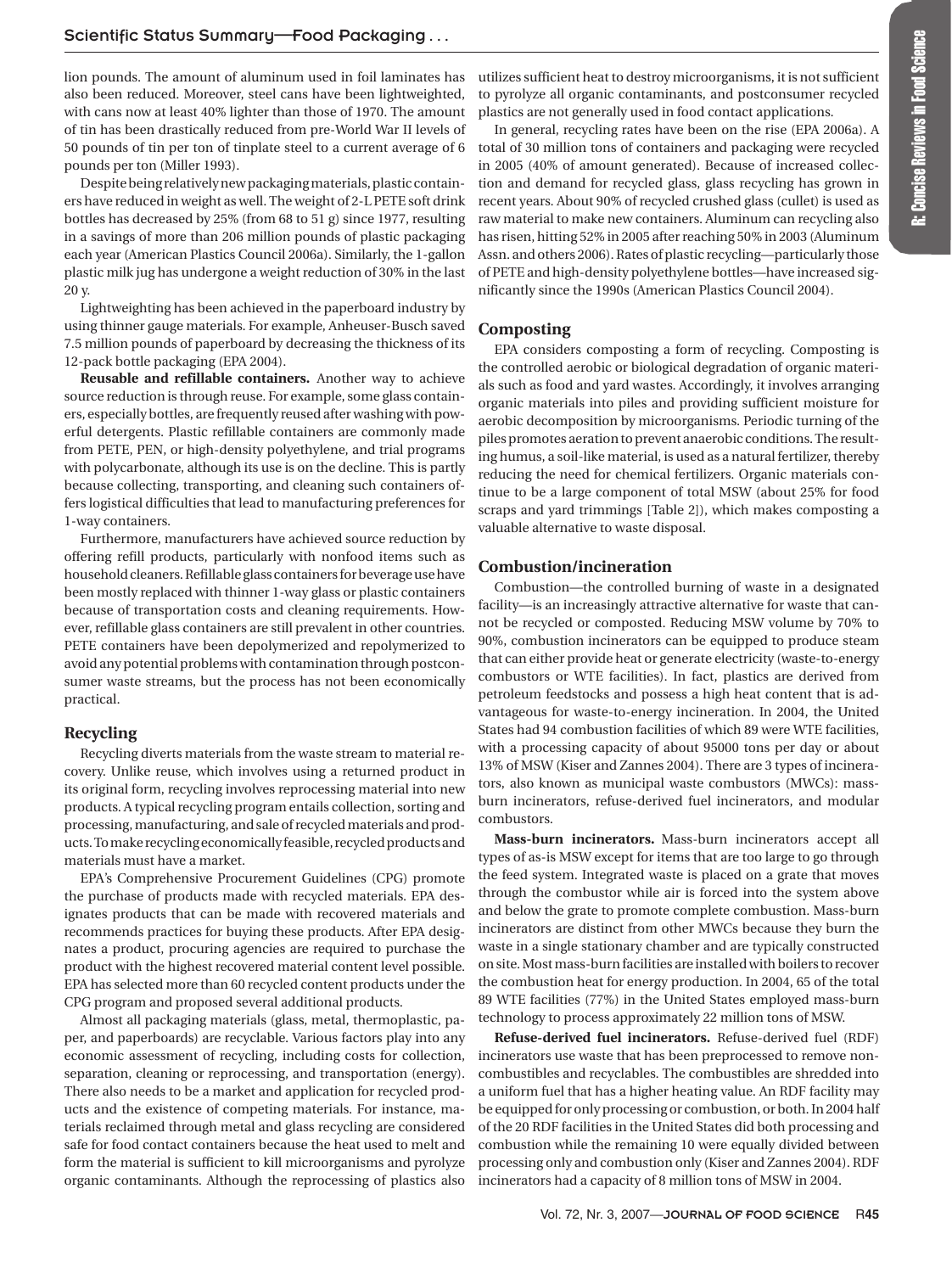lion pounds. The amount of aluminum used in foil laminates has also been reduced. Moreover, steel cans have been lightweighted, with cans now at least 40% lighter than those of 1970. The amount of tin has been drastically reduced from pre-World War II levels of 50 pounds of tin per ton of tinplate steel to a current average of 6 pounds per ton (Miller 1993).

Despite being relatively new packaging materials, plastic containers have reduced in weight as well. The weight of 2-L PETE soft drink bottles has decreased by 25% (from 68 to 51 g) since 1977, resulting in a savings of more than 206 million pounds of plastic packaging each year (American Plastics Council 2006a). Similarly, the 1-gallon plastic milk jug has undergone a weight reduction of 30% in the last 20 y.

Lightweighting has been achieved in the paperboard industry by using thinner gauge materials. For example, Anheuser-Busch saved 7.5 million pounds of paperboard by decreasing the thickness of its 12-pack bottle packaging (EPA 2004).

**Reusable and refillable containers.** Another way to achieve source reduction is through reuse. For example, some glass containers, especially bottles, are frequently reused after washing with powerful detergents. Plastic refillable containers are commonly made from PETE, PEN, or high-density polyethylene, and trial programs with polycarbonate, although its use is on the decline. This is partly because collecting, transporting, and cleaning such containers offers logistical difficulties that lead to manufacturing preferences for 1-way containers.

Furthermore, manufacturers have achieved source reduction by offering refill products, particularly with nonfood items such as household cleaners. Refillable glass containers for beverage use have been mostly replaced with thinner 1-way glass or plastic containers because of transportation costs and cleaning requirements. However, refillable glass containers are still prevalent in other countries. PETE containers have been depolymerized and repolymerized to avoid any potential problems with contamination through postconsumer waste streams, but the process has not been economically practical.

## Recycling

Recycling diverts materials from the waste stream to material recovery. Unlike reuse, which involves using a returned product in its original form, recycling involves reprocessing material into new products. A typical recycling program entails collection, sorting and processing, manufacturing, and sale of recycled materials and products. To make recycling economically feasible, recycled products and materials must have a market.

EPA's Comprehensive Procurement Guidelines (CPG) promote the purchase of products made with recycled materials. EPA designates products that can be made with recovered materials and recommends practices for buying these products. After EPA designates a product, procuring agencies are required to purchase the product with the highest recovered material content level possible. EPA has selected more than 60 recycled content products under the CPG program and proposed several additional products.

Almost all packaging materials (glass, metal, thermoplastic, paper, and paperboards) are recyclable. Various factors play into any economic assessment of recycling, including costs for collection, separation, cleaning or reprocessing, and transportation (energy). There also needs to be a market and application for recycled products and the existence of competing materials. For instance, materials reclaimed through metal and glass recycling are considered safe for food contact containers because the heat used to melt and form the material is sufficient to kill microorganisms and pyrolyze organic contaminants. Although the reprocessing of plastics also utilizes sufficient heat to destroy microorganisms, it is not sufficient to pyrolyze all organic contaminants, and postconsumer recycled plastics are not generally used in food contact applications.

In general, recycling rates have been on the rise (EPA 2006a). A total of 30 million tons of containers and packaging were recycled in 2005 (40% of amount generated). Because of increased collection and demand for recycled glass, glass recycling has grown in recent years. About 90% of recycled crushed glass (cullet) is used as raw material to make new containers. Aluminum can recycling also has risen, hitting 52% in 2005 after reaching 50% in 2003 (Aluminum Assn. and others 2006). Rates of plastic recycling—particularly those of PETE and high-density polyethylene bottles—have increased significantly since the 1990s (American Plastics Council 2004).

## Composting

EPA considers composting a form of recycling. Composting is the controlled aerobic or biological degradation of organic materials such as food and yard wastes. Accordingly, it involves arranging organic materials into piles and providing sufficient moisture for aerobic decomposition by microorganisms. Periodic turning of the piles promotes aeration to prevent anaerobic conditions. The resulting humus, a soil-like material, is used as a natural fertilizer, thereby reducing the need for chemical fertilizers. Organic materials continue to be a large component of total MSW (about 25% for food scraps and yard trimmings [Table 2]), which makes composting a valuable alternative to waste disposal.

## Combustion/incineration

Combustion—the controlled burning of waste in a designated facility—is an increasingly attractive alternative for waste that cannot be recycled or composted. Reducing MSW volume by 70% to 90%, combustion incinerators can be equipped to produce steam that can either provide heat or generate electricity (waste-to-energy combustors or WTE facilities). In fact, plastics are derived from petroleum feedstocks and possess a high heat content that is advantageous for waste-to-energy incineration. In 2004, the United States had 94 combustion facilities of which 89 were WTE facilities, with a processing capacity of about 95000 tons per day or about 13% of MSW (Kiser and Zannes 2004). There are 3 types of incinerators, also known as municipal waste combustors (MWCs): mass-burn incinerators, refuse-derived fuel incinerators, and modular combustors.

**Mass-burn incinerators.** Mass-burn incinerators accept all types of as-is MSW except for items that are too large to go through the feed system. Integrated waste is placed on a grate that moves through the combustor while air is forced into the system above and below the grate to promote complete combustion. Mass-burn incinerators are distinct from other MWCs because they burn the waste in a single stationary chamber and are typically constructed on site. Most mass-burn facilities are installed with boilers to recover the combustion heat for energy production. In 2004, 65 of the total 89 WTE facilities (77%) in the United States employed mass-burn technology to process approximately 22 million tons of MSW.

**Refuse-derived fuel incinerators.** Refuse-derived fuel (RDF) incinerators use waste that has been preprocessed to remove noncombustibles and recyclables. The combustibles are shredded into a uniform fuel that has a higher heating value. An RDF facility may be equipped for only processing or combustion, or both. In 2004 half of the 20 RDF facilities in the United States did both processing and combustion while the remaining 10 were equally divided between processing only and combustion only (Kiser and Zannes 2004). RDF incinerators had a capacity of 8 million tons of MSW in 2004.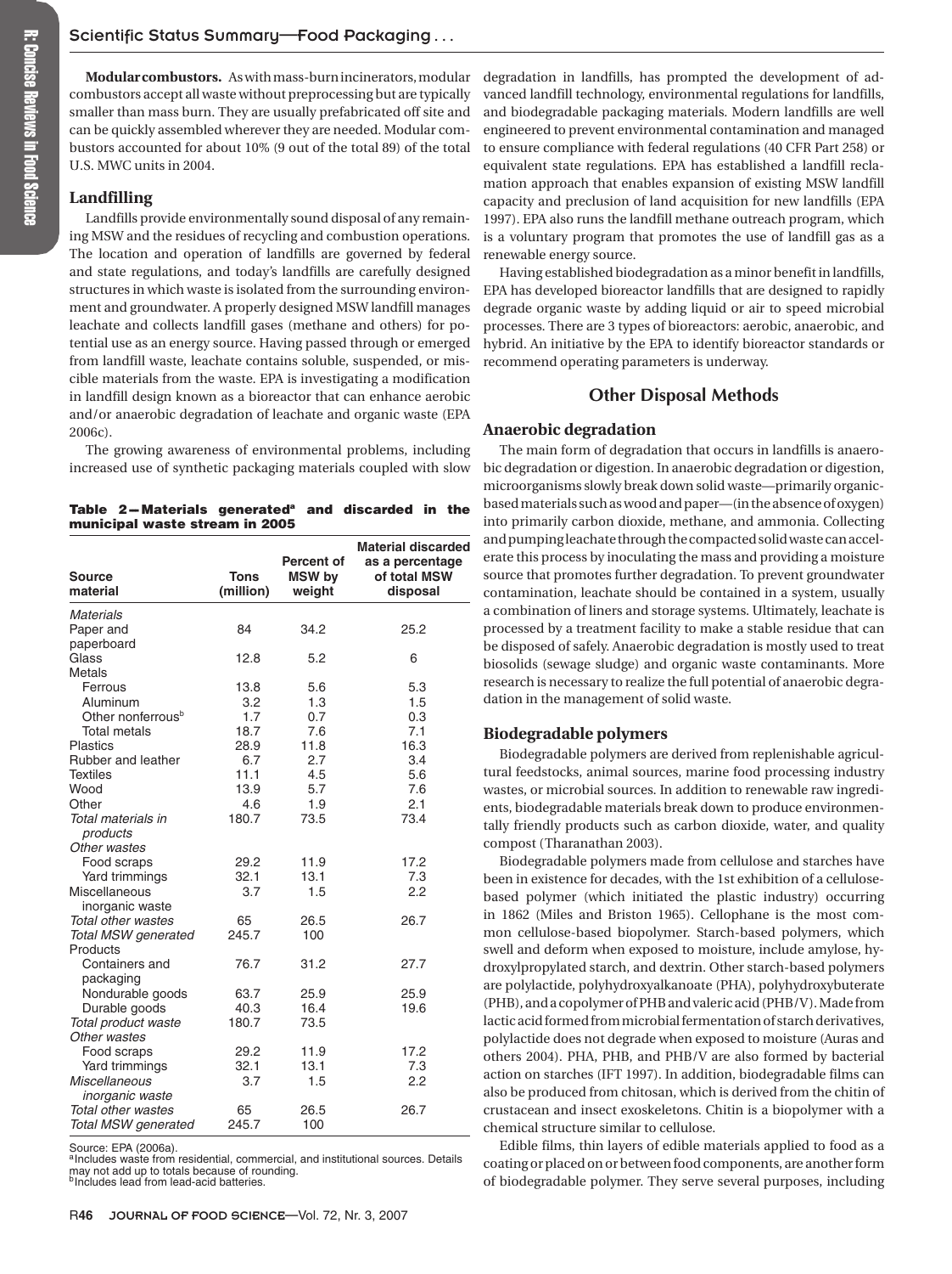**Modular combustors.** As with mass-burn incinerators, modular combustors accept all waste without preprocessing but are typically smaller than mass burn. They are usually prefabricated off site and can be quickly assembled wherever they are needed. Modular combustors accounted for about 10% (9 out of the total 89) of the total U.S. MWC units in 2004.

### Landfilling

Landfills provide environmentally sound disposal of any remaining MSW and the residues of recycling and combustion operations. The location and operation of landfills are governed by federal and state regulations, and today's landfills are carefully designed structures in which waste is isolated from the surrounding environment and groundwater. A properly designed MSW landfill manages leachate and collects landfill gases (methane and others) for potential use as an energy source. Having passed through or emerged from landfill waste, leachate contains soluble, suspended, or miscible materials from the waste. EPA is investigating a modification in landfill design known as a bioreactor that can enhance aerobic and/or anaerobic degradation of leachate and organic waste (EPA 2006c).

The growing awareness of environmental problems, including increased use of synthetic packaging materials coupled with slow degradation in landfills, has prompted the development of advanced landfill technology, environmental regulations for landfills, and biodegradable packaging materials. Modern landfills are well engineered to prevent environmental contamination and managed to ensure compliance with federal regulations (40 CFR Part 258) or equivalent state regulations. EPA has established a landfill reclamation approach that enables expansion of existing MSW landfill capacity and preclusion of land acquisition for new landfills (EPA 1997). EPA also runs the landfill methane outreach program, which is a voluntary program that promotes the use of landfill gas as a renewable energy source.

Having established biodegradation as a minor benefit in landfills, EPA has developed bioreactor landfills that are designed to rapidly degrade organic waste by adding liquid or air to speed microbial processes. There are 3 types of bioreactors: aerobic, anaerobic, and hybrid. An initiative by the EPA to identify bioreactor standards or recommend operating parameters is underway.

**Table 2—Materials generated[a] and discarded in the municipal waste stream in 2005**

| Source material | Tons (million) | Percent of MSW by weight | Material discarded as a percentage of total MSW disposal |
|---|---|---|---|
| *Materials* | | | |
| Paper and paperboard | 84 | 34.2 | 25.2 |
| Glass | 12.8 | 5.2 | 6 |
| Metals | | | |
| Ferrous | 13.8 | 5.6 | 5.3 |
| Aluminum | 3.2 | 1.3 | 1.5 |
| Other nonferrous[b] | 1.7 | 0.7 | 0.3 |
| Total metals | 18.7 | 7.6 | 7.1 |
| Plastics | 28.9 | 11.8 | 16.3 |
| Rubber and leather | 6.7 | 2.7 | 3.4 |
| Textiles | 11.1 | 4.5 | 5.6 |
| Wood | 13.9 | 5.7 | 7.6 |
| Other | 4.6 | 1.9 | 2.1 |
| *Total materials in products* | 180.7 | 73.5 | 73.4 |
| *Other wastes* | | | |
| Food scraps | 29.2 | 11.9 | 17.2 |
| Yard trimmings | 32.1 | 13.1 | 7.3 |
| Miscellaneous inorganic waste | 3.7 | 1.5 | 2.2 |
| *Total other wastes* | 65 | 26.5 | 26.7 |
| *Total MSW generated* | 245.7 | 100 | |
| Products | | | |
| Containers and packaging | 76.7 | 31.2 | 27.7 |
| Nondurable goods | 63.7 | 25.9 | 25.9 |
| Durable goods | 40.3 | 16.4 | 19.6 |
| *Total product waste* | 180.7 | 73.5 | |
| *Other wastes* | | | |
| Food scraps | 29.2 | 11.9 | 17.2 |
| Yard trimmings | 32.1 | 13.1 | 7.3 |
| *Miscellaneous inorganic waste* | 3.7 | 1.5 | 2.2 |
| *Total other wastes* | 65 | 26.5 | 26.7 |
| *Total MSW generated* | 245.7 | 100 | |

Source: EPA (2006a).
[a]Includes waste from residential, commercial, and institutional sources. Details may not add up to totals because of rounding.
[b]Includes lead from lead-acid batteries.

## Other Disposal Methods

### Anaerobic degradation

The main form of degradation that occurs in landfills is anaerobic degradation or digestion. In anaerobic degradation or digestion, microorganisms slowly break down solid waste—primarily organic-based materials such as wood and paper—(in the absence of oxygen) into primarily carbon dioxide, methane, and ammonia. Collecting and pumping leachate through the compacted solid waste can accelerate this process by inoculating the mass and providing a moisture source that promotes further degradation. To prevent groundwater contamination, leachate should be contained in a system, usually a combination of liners and storage systems. Ultimately, leachate is processed by a treatment facility to make a stable residue that can be disposed of safely. Anaerobic degradation is mostly used to treat biosolids (sewage sludge) and organic waste contaminants. More research is necessary to realize the full potential of anaerobic degradation in the management of solid waste.

### Biodegradable polymers

Biodegradable polymers are derived from replenishable agricultural feedstocks, animal sources, marine food processing industry wastes, or microbial sources. In addition to renewable raw ingredients, biodegradable materials break down to produce environmentally friendly products such as carbon dioxide, water, and quality compost (Tharanathan 2003).

Biodegradable polymers made from cellulose and starches have been in existence for decades, with the 1st exhibition of a cellulose-based polymer (which initiated the plastic industry) occurring in 1862 (Miles and Briston 1965). Cellophane is the most common cellulose-based biopolymer. Starch-based polymers, which swell and deform when exposed to moisture, include amylose, hydroxylpropylated starch, and dextrin. Other starch-based polymers are polylactide, polyhydroxyalkanoate (PHA), polyhydroxybuterate (PHB), and a copolymer of PHB and valeric acid (PHB/V). Made from lactic acid formed from microbial fermentation of starch derivatives, polylactide does not degrade when exposed to moisture (Auras and others 2004). PHA, PHB, and PHB/V are also formed by bacterial action on starches (IFT 1997). In addition, biodegradable films can also be produced from chitosan, which is derived from the chitin of crustacean and insect exoskeletons. Chitin is a biopolymer with a chemical structure similar to cellulose.

Edible films, thin layers of edible materials applied to food as a coating or placed on or between food components, are another form of biodegradable polymer. They serve several purposes, including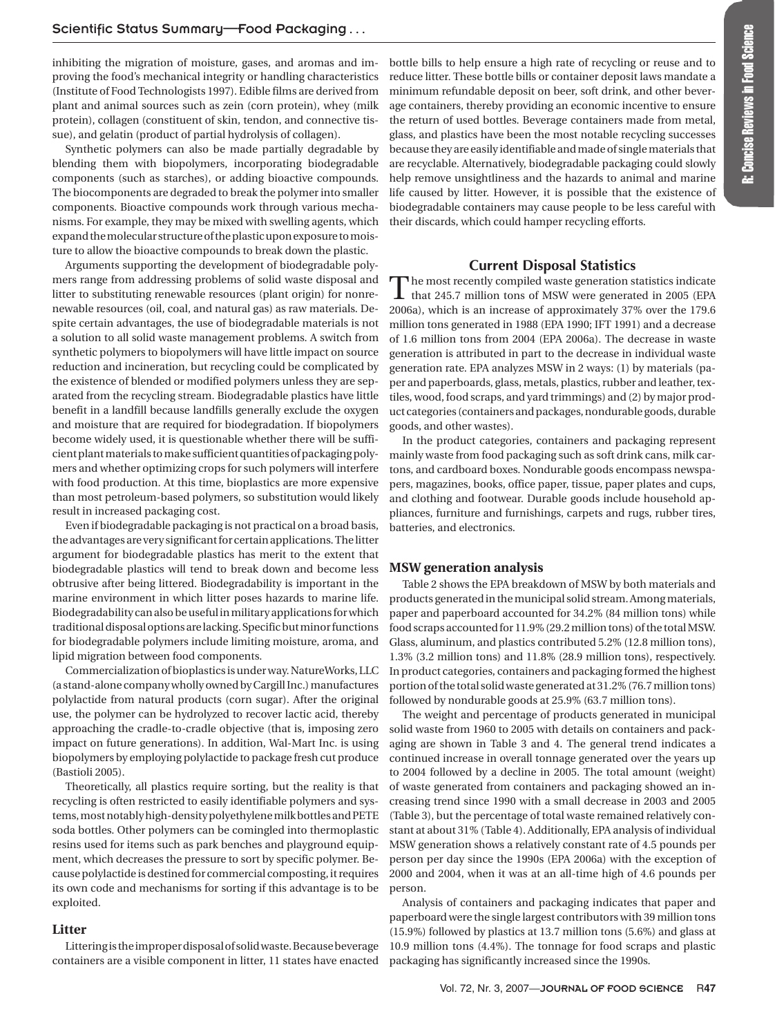inhibiting the migration of moisture, gases, and aromas and improving the food's mechanical integrity or handling characteristics (Institute of Food Technologists 1997). Edible films are derived from plant and animal sources such as zein (corn protein), whey (milk protein), collagen (constituent of skin, tendon, and connective tissue), and gelatin (product of partial hydrolysis of collagen).

Synthetic polymers can also be made partially degradable by blending them with biopolymers, incorporating biodegradable components (such as starches), or adding bioactive compounds. The biocomponents are degraded to break the polymer into smaller components. Bioactive compounds work through various mechanisms. For example, they may be mixed with swelling agents, which expand the molecular structure of the plastic upon exposure to moisture to allow the bioactive compounds to break down the plastic.

Arguments supporting the development of biodegradable polymers range from addressing problems of solid waste disposal and litter to substituting renewable resources (plant origin) for nonrenewable resources (oil, coal, and natural gas) as raw materials. Despite certain advantages, the use of biodegradable materials is not a solution to all solid waste management problems. A switch from synthetic polymers to biopolymers will have little impact on source reduction and incineration, but recycling could be complicated by the existence of blended or modified polymers unless they are separated from the recycling stream. Biodegradable plastics have little benefit in a landfill because landfills generally exclude the oxygen and moisture that are required for biodegradation. If biopolymers become widely used, it is questionable whether there will be sufficient plant materials to make sufficient quantities of packaging polymers and whether optimizing crops for such polymers will interfere with food production. At this time, bioplastics are more expensive than most petroleum-based polymers, so substitution would likely result in increased packaging cost.

Even if biodegradable packaging is not practical on a broad basis, the advantages are very significant for certain applications. The litter argument for biodegradable plastics has merit to the extent that biodegradable plastics will tend to break down and become less obtrusive after being littered. Biodegradability is important in the marine environment in which litter poses hazards to marine life. Biodegradability can also be useful in military applications for which traditional disposal options are lacking. Specific but minor functions for biodegradable polymers include limiting moisture, aroma, and lipid migration between food components.

Commercialization of bioplastics is under way. NatureWorks, LLC (a stand-alone company wholly owned by Cargill Inc.) manufactures polylactide from natural products (corn sugar). After the original use, the polymer can be hydrolyzed to recover lactic acid, thereby approaching the cradle-to-cradle objective (that is, imposing zero impact on future generations). In addition, Wal-Mart Inc. is using biopolymers by employing polylactide to package fresh cut produce (Bastioli 2005).

Theoretically, all plastics require sorting, but the reality is that recycling is often restricted to easily identifiable polymers and systems, most notably high-density polyethylene milk bottles and PETE soda bottles. Other polymers can be comingled into thermoplastic resins used for items such as park benches and playground equipment, which decreases the pressure to sort by specific polymer. Because polylactide is destined for commercial composting, it requires its own code and mechanisms for sorting if this advantage is to be exploited.

### Litter

Littering is the improper disposal of solid waste. Because beverage containers are a visible component in litter, 11 states have enacted bottle bills to help ensure a high rate of recycling or reuse and to reduce litter. These bottle bills or container deposit laws mandate a minimum refundable deposit on beer, soft drink, and other beverage containers, thereby providing an economic incentive to ensure the return of used bottles. Beverage containers made from metal, glass, and plastics have been the most notable recycling successes because they are easily identifiable and made of single materials that are recyclable. Alternatively, biodegradable packaging could slowly help remove unsightliness and the hazards to animal and marine life caused by litter. However, it is possible that the existence of biodegradable containers may cause people to be less careful with their discards, which could hamper recycling efforts.

## Current Disposal Statistics

The most recently compiled waste generation statistics indicate that 245.7 million tons of MSW were generated in 2005 (EPA 2006a), which is an increase of approximately 37% over the 179.6 million tons generated in 1988 (EPA 1990; IFT 1991) and a decrease of 1.6 million tons from 2004 (EPA 2006a). The decrease in waste generation is attributed in part to the decrease in individual waste generation rate. EPA analyzes MSW in 2 ways: (1) by materials (paper and paperboards, glass, metals, plastics, rubber and leather, textiles, wood, food scraps, and yard trimmings) and (2) by major product categories (containers and packages, nondurable goods, durable goods, and other wastes).

In the product categories, containers and packaging represent mainly waste from food packaging such as soft drink cans, milk cartons, and cardboard boxes. Nondurable goods encompass newspapers, magazines, books, office paper, tissue, paper plates and cups, and clothing and footwear. Durable goods include household appliances, furniture and furnishings, carpets and rugs, rubber tires, batteries, and electronics.

### MSW generation analysis

Table 2 shows the EPA breakdown of MSW by both materials and products generated in the municipal solid stream. Among materials, paper and paperboard accounted for 34.2% (84 million tons) while food scraps accounted for 11.9% (29.2 million tons) of the total MSW. Glass, aluminum, and plastics contributed 5.2% (12.8 million tons), 1.3% (3.2 million tons) and 11.8% (28.9 million tons), respectively. In product categories, containers and packaging formed the highest portion of the total solid waste generated at 31.2% (76.7 million tons) followed by nondurable goods at 25.9% (63.7 million tons).

The weight and percentage of products generated in municipal solid waste from 1960 to 2005 with details on containers and packaging are shown in Table 3 and 4. The general trend indicates a continued increase in overall tonnage generated over the years up to 2004 followed by a decline in 2005. The total amount (weight) of waste generated from containers and packaging showed an increasing trend since 1990 with a small decrease in 2003 and 2005 (Table 3), but the percentage of total waste remained relatively constant at about 31% (Table 4). Additionally, EPA analysis of individual MSW generation shows a relatively constant rate of 4.5 pounds per person per day since the 1990s (EPA 2006a) with the exception of 2000 and 2004, when it was at an all-time high of 4.6 pounds per person.

Analysis of containers and packaging indicates that paper and paperboard were the single largest contributors with 39 million tons (15.9%) followed by plastics at 13.7 million tons (5.6%) and glass at 10.9 million tons (4.4%). The tonnage for food scraps and plastic packaging has significantly increased since the 1990s.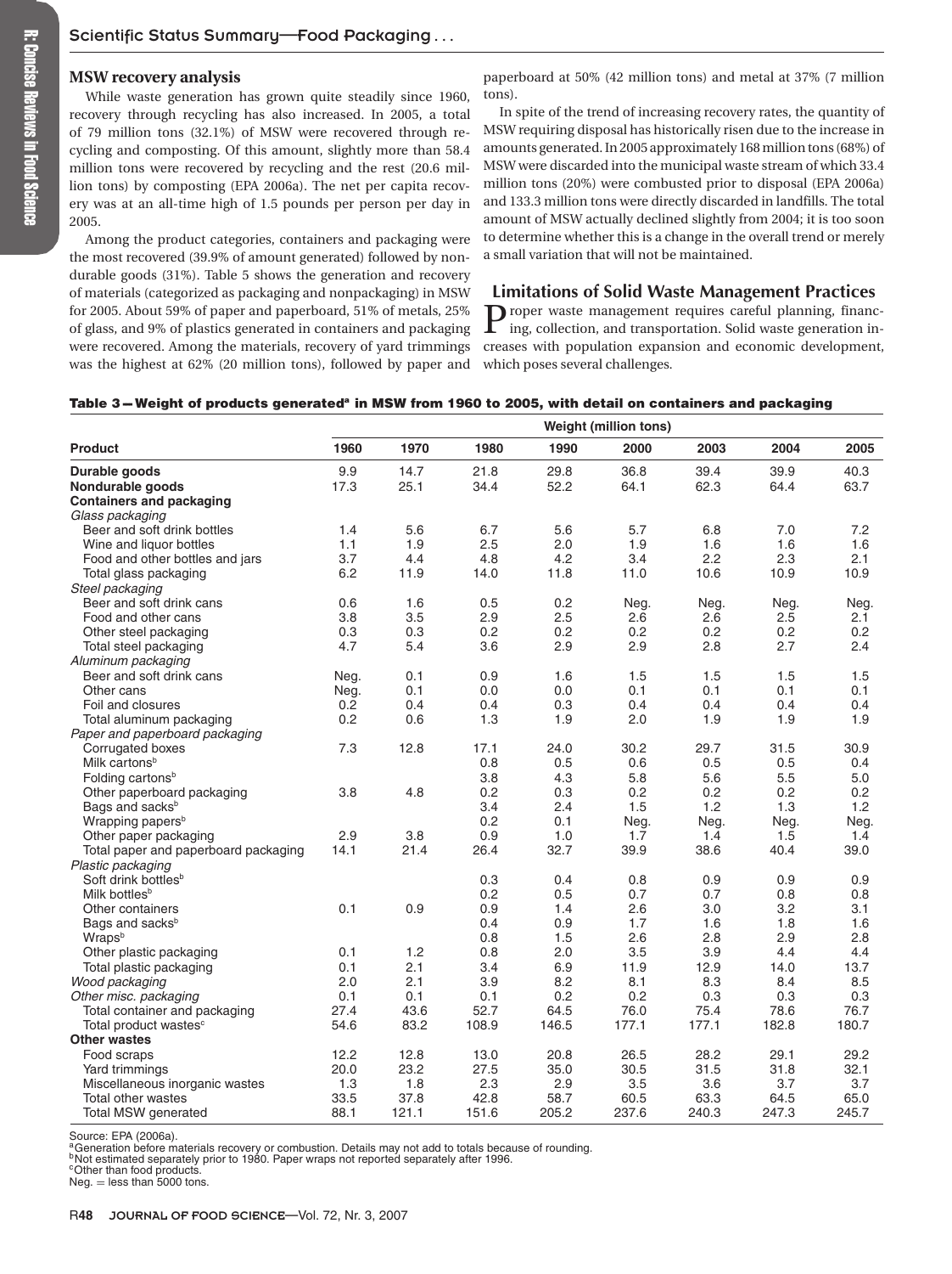## MSW recovery analysis

While waste generation has grown quite steadily since 1960, recovery through recycling has also increased. In 2005, a total of 79 million tons (32.1%) of MSW were recovered through recycling and composting. Of this amount, slightly more than 58.4 million tons were recovered by recycling and the rest (20.6 million tons) by composting (EPA 2006a). The net per capita recovery was at an all-time high of 1.5 pounds per person per day in 2005.

Among the product categories, containers and packaging were the most recovered (39.9% of amount generated) followed by nondurable goods (31%). Table 5 shows the generation and recovery of materials (categorized as packaging and nonpackaging) in MSW for 2005. About 59% of paper and paperboard, 51% of metals, 25% of glass, and 9% of plastics generated in containers and packaging were recovered. Among the materials, recovery of yard trimmings was the highest at 62% (20 million tons), followed by paper and paperboard at 50% (42 million tons) and metal at 37% (7 million tons).

In spite of the trend of increasing recovery rates, the quantity of MSW requiring disposal has historically risen due to the increase in amounts generated. In 2005 approximately 168 million tons (68%) of MSW were discarded into the municipal waste stream of which 33.4 million tons (20%) were combusted prior to disposal (EPA 2006a) and 133.3 million tons were directly discarded in landfills. The total amount of MSW actually declined slightly from 2004; it is too soon to determine whether this is a change in the overall trend or merely a small variation that will not be maintained.

## Limitations of Solid Waste Management Practices

Proper waste management requires careful planning, financing, collection, and transportation. Solid waste generation increases with population expansion and economic development, which poses several challenges.

**Table 3—Weight of products generated[a] in MSW from 1960 to 2005, with detail on containers and packaging**

| Product | Weight (million tons) | | | | | | | |
|---|---|---|---|---|---|---|---|---|
| | 1960 | 1970 | 1980 | 1990 | 2000 | 2003 | 2004 | 2005 |
| **Durable goods** | 9.9 | 14.7 | 21.8 | 29.8 | 36.8 | 39.4 | 39.9 | 40.3 |
| **Nondurable goods** | 17.3 | 25.1 | 34.4 | 52.2 | 64.1 | 62.3 | 64.4 | 63.7 |
| **Containers and packaging** | | | | | | | | |
| *Glass packaging* | | | | | | | | |
| Beer and soft drink bottles | 1.4 | 5.6 | 6.7 | 5.6 | 5.7 | 6.8 | 7.0 | 7.2 |
| Wine and liquor bottles | 1.1 | 1.9 | 2.5 | 2.0 | 1.9 | 1.6 | 1.6 | 1.6 |
| Food and other bottles and jars | 3.7 | 4.4 | 4.8 | 4.2 | 3.4 | 2.2 | 2.3 | 2.1 |
| Total glass packaging | 6.2 | 11.9 | 14.0 | 11.8 | 11.0 | 10.6 | 10.9 | 10.9 |
| *Steel packaging* | | | | | | | | |
| Beer and soft drink cans | 0.6 | 1.6 | 0.5 | 0.2 | Neg. | Neg. | Neg. | Neg. |
| Food and other cans | 3.8 | 3.5 | 2.9 | 2.5 | 2.6 | 2.6 | 2.5 | 2.1 |
| Other steel packaging | 0.3 | 0.3 | 0.2 | 0.2 | 0.2 | 0.2 | 0.2 | 0.2 |
| Total steel packaging | 4.7 | 5.4 | 3.6 | 2.9 | 2.9 | 2.8 | 2.7 | 2.4 |
| *Aluminum packaging* | | | | | | | | |
| Beer and soft drink cans | Neg. | 0.1 | 0.9 | 1.6 | 1.5 | 1.5 | 1.5 | 1.5 |
| Other cans | Neg. | 0.1 | 0.0 | 0.0 | 0.1 | 0.1 | 0.1 | 0.1 |
| Foil and closures | 0.2 | 0.4 | 0.4 | 0.3 | 0.4 | 0.4 | 0.4 | 0.4 |
| Total aluminum packaging | 0.2 | 0.6 | 1.3 | 1.9 | 2.0 | 1.9 | 1.9 | 1.9 |
| *Paper and paperboard packaging* | | | | | | | | |
| Corrugated boxes | 7.3 | 12.8 | 17.1 | 24.0 | 30.2 | 29.7 | 31.5 | 30.9 |
| Milk cartons[b] | | | 0.8 | 0.5 | 0.6 | 0.5 | 0.5 | 0.4 |
| Folding cartons[b] | | | 3.8 | 4.3 | 5.8 | 5.6 | 5.5 | 5.0 |
| Other paperboard packaging | 3.8 | 4.8 | 0.2 | 0.3 | 0.2 | 0.2 | 0.2 | 0.2 |
| Bags and sacks[b] | | | 3.4 | 2.4 | 1.5 | 1.2 | 1.3 | 1.2 |
| Wrapping papers[b] | | | 0.2 | 0.1 | Neg. | Neg. | Neg. | Neg. |
| Other paper packaging | 2.9 | 3.8 | 0.9 | 1.0 | 1.7 | 1.4 | 1.5 | 1.4 |
| Total paper and paperboard packaging | 14.1 | 21.4 | 26.4 | 32.7 | 39.9 | 38.6 | 40.4 | 39.0 |
| *Plastic packaging* | | | | | | | | |
| Soft drink bottles[b] | | | 0.3 | 0.4 | 0.8 | 0.9 | 0.9 | 0.9 |
| Milk bottles[b] | | | 0.2 | 0.5 | 0.7 | 0.7 | 0.8 | 0.8 |
| Other containers | 0.1 | 0.9 | 0.9 | 1.4 | 2.6 | 3.0 | 3.2 | 3.1 |
| Bags and sacks[b] | | | 0.4 | 0.9 | 1.7 | 1.6 | 1.8 | 1.6 |
| Wraps[b] | | | 0.8 | 1.5 | 2.6 | 2.8 | 2.9 | 2.8 |
| Other plastic packaging | 0.1 | 1.2 | 0.8 | 2.0 | 3.5 | 3.9 | 4.4 | 4.4 |
| Total plastic packaging | 0.1 | 2.1 | 3.4 | 6.9 | 11.9 | 12.9 | 14.0 | 13.7 |
| *Wood packaging* | 2.0 | 2.1 | 3.9 | 8.2 | 8.1 | 8.3 | 8.4 | 8.5 |
| *Other misc. packaging* | 0.1 | 0.1 | 0.1 | 0.2 | 0.2 | 0.3 | 0.3 | 0.3 |
| Total container and packaging | 27.4 | 43.6 | 52.7 | 64.5 | 76.0 | 75.4 | 78.6 | 76.7 |
| Total product wastes[c] | 54.6 | 83.2 | 108.9 | 146.5 | 177.1 | 177.1 | 182.8 | 180.7 |
| **Other wastes** | | | | | | | | |
| Food scraps | 12.2 | 12.8 | 13.0 | 20.8 | 26.5 | 28.2 | 29.1 | 29.2 |
| Yard trimmings | 20.0 | 23.2 | 27.5 | 35.0 | 30.5 | 31.5 | 31.8 | 32.1 |
| Miscellaneous inorganic wastes | 1.3 | 1.8 | 2.3 | 2.9 | 3.5 | 3.6 | 3.7 | 3.7 |
| Total other wastes | 33.5 | 37.8 | 42.8 | 58.7 | 60.5 | 63.3 | 64.5 | 65.0 |
| Total MSW generated | 88.1 | 121.1 | 151.6 | 205.2 | 237.6 | 240.3 | 247.3 | 245.7 |

Source: EPA (2006a).
[a]Generation before materials recovery or combustion. Details may not add to totals because of rounding.
[b]Not estimated separately prior to 1980. Paper wraps not reported separately after 1996.
[c]Other than food products.
Neg. = less than 5000 tons.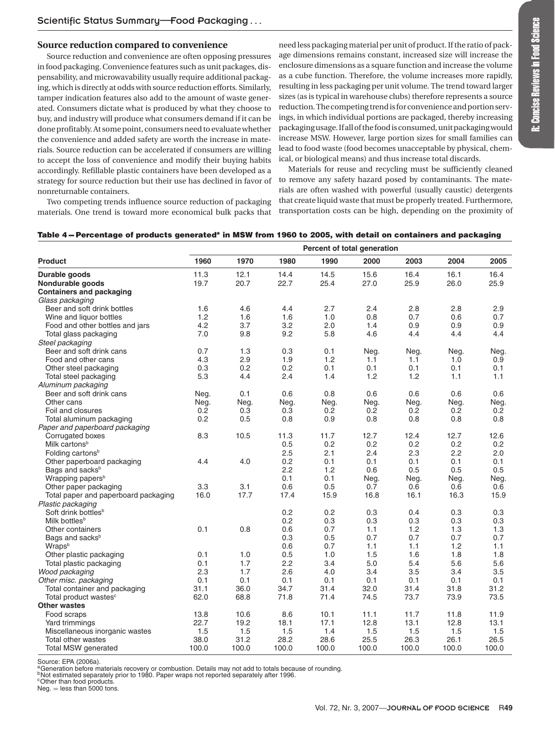## Source reduction compared to convenience

Source reduction and convenience are often opposing pressures in food packaging. Convenience features such as unit packages, dispensability, and microwavability usually require additional packaging, which is directly at odds with source reduction efforts. Similarly, tamper indication features also add to the amount of waste generated. Consumers dictate what is produced by what they choose to buy, and industry will produce what consumers demand if it can be done profitably. At some point, consumers need to evaluate whether the convenience and added safety are worth the increase in materials. Source reduction can be accelerated if consumers are willing to accept the loss of convenience and modify their buying habits accordingly. Refillable plastic containers have been developed as a strategy for source reduction but their use has declined in favor of nonreturnable containers.

Two competing trends influence source reduction of packaging materials. One trend is toward more economical bulk packs that need less packaging material per unit of product. If the ratio of package dimensions remains constant, increased size will increase the enclosure dimensions as a square function and increase the volume as a cube function. Therefore, the volume increases more rapidly, resulting in less packaging per unit volume. The trend toward larger sizes (as is typical in warehouse clubs) therefore represents a source reduction. The competing trend is for convenience and portion servings, in which individual portions are packaged, thereby increasing packaging usage. If all of the food is consumed, unit packaging would increase MSW. However, large portion sizes for small families can lead to food waste (food becomes unacceptable by physical, chemical, or biological means) and thus increase total discards.

Materials for reuse and recycling must be sufficiently cleaned to remove any safety hazard posed by contaminants. The materials are often washed with powerful (usually caustic) detergents that create liquid waste that must be properly treated. Furthermore, transportation costs can be high, depending on the proximity of

**Table 4—Percentage of products generated[a] in MSW from 1960 to 2005, with detail on containers and packaging**

| | Percent of total generation | | | | | | | |
|---|---|---|---|---|---|---|---|---|
| **Product** | **1960** | **1970** | **1980** | **1990** | **2000** | **2003** | **2004** | **2005** |
| **Durable goods** | 11.3 | 12.1 | 14.4 | 14.5 | 15.6 | 16.4 | 16.1 | 16.4 |
| **Nondurable goods** | 19.7 | 20.7 | 22.7 | 25.4 | 27.0 | 25.9 | 26.0 | 25.9 |
| **Containers and packaging** | | | | | | | | |
| *Glass packaging* | | | | | | | | |
| Beer and soft drink bottles | 1.6 | 4.6 | 4.4 | 2.7 | 2.4 | 2.8 | 2.8 | 2.9 |
| Wine and liquor bottles | 1.2 | 1.6 | 1.6 | 1.0 | 0.8 | 0.7 | 0.6 | 0.7 |
| Food and other bottles and jars | 4.2 | 3.7 | 3.2 | 2.0 | 1.4 | 0.9 | 0.9 | 0.9 |
| Total glass packaging | 7.0 | 9.8 | 9.2 | 5.8 | 4.6 | 4.4 | 4.4 | 4.4 |
| *Steel packaging* | | | | | | | | |
| Beer and soft drink cans | 0.7 | 1.3 | 0.3 | 0.1 | Neg. | Neg. | Neg. | Neg. |
| Food and other cans | 4.3 | 2.9 | 1.9 | 1.2 | 1.1 | 1.1 | 1.0 | 0.9 |
| Other steel packaging | 0.3 | 0.2 | 0.2 | 0.1 | 0.1 | 0.1 | 0.1 | 0.1 |
| Total steel packaging | 5.3 | 4.4 | 2.4 | 1.4 | 1.2 | 1.2 | 1.1 | 1.1 |
| *Aluminum packaging* | | | | | | | | |
| Beer and soft drink cans | Neg. | 0.1 | 0.6 | 0.8 | 0.6 | 0.6 | 0.6 | 0.6 |
| Other cans | Neg. | Neg. | Neg. | Neg. | Neg. | Neg. | Neg. | Neg. |
| Foil and closures | 0.2 | 0.3 | 0.3 | 0.2 | 0.2 | 0.2 | 0.2 | 0.2 |
| Total aluminum packaging | 0.2 | 0.5 | 0.8 | 0.9 | 0.8 | 0.8 | 0.8 | 0.8 |
| *Paper and paperboard packaging* | | | | | | | | |
| Corrugated boxes | 8.3 | 10.5 | 11.3 | 11.7 | 12.7 | 12.4 | 12.7 | 12.6 |
| Milk cartons[b] | | | 0.5 | 0.2 | 0.2 | 0.2 | 0.2 | 0.2 |
| Folding cartons[b] | | | 2.5 | 2.1 | 2.4 | 2.3 | 2.2 | 2.0 |
| Other paperboard packaging | 4.4 | 4.0 | 0.2 | 0.1 | 0.1 | 0.1 | 0.1 | 0.1 |
| Bags and sacks[b] | | | 2.2 | 1.2 | 0.6 | 0.5 | 0.5 | 0.5 |
| Wrapping papers[b] | | | 0.1 | 0.1 | Neg. | Neg. | Neg. | Neg. |
| Other paper packaging | 3.3 | 3.1 | 0.6 | 0.5 | 0.7 | 0.6 | 0.6 | 0.6 |
| Total paper and paperboard packaging | 16.0 | 17.7 | 17.4 | 15.9 | 16.8 | 16.1 | 16.3 | 15.9 |
| *Plastic packaging* | | | | | | | | |
| Soft drink bottles[b] | | | 0.2 | 0.2 | 0.3 | 0.4 | 0.3 | 0.3 |
| Milk bottles[b] | | | 0.2 | 0.3 | 0.3 | 0.3 | 0.3 | 0.3 |
| Other containers | 0.1 | 0.8 | 0.6 | 0.7 | 1.1 | 1.2 | 1.3 | 1.3 |
| Bags and sacks[b] | | | 0.3 | 0.5 | 0.7 | 0.7 | 0.7 | 0.7 |
| Wraps[b] | | | 0.6 | 0.7 | 1.1 | 1.1 | 1.2 | 1.1 |
| Other plastic packaging | 0.1 | 1.0 | 0.5 | 1.0 | 1.5 | 1.6 | 1.8 | 1.8 |
| Total plastic packaging | 0.1 | 1.7 | 2.2 | 3.4 | 5.0 | 5.4 | 5.6 | 5.6 |
| *Wood packaging* | 2.3 | 1.7 | 2.6 | 4.0 | 3.4 | 3.5 | 3.4 | 3.5 |
| *Other misc. packaging* | 0.1 | 0.1 | 0.1 | 0.1 | 0.1 | 0.1 | 0.1 | 0.1 |
| Total container and packaging | 31.1 | 36.0 | 34.7 | 31.4 | 32.0 | 31.4 | 31.8 | 31.2 |
| Total product wastes[c] | 62.0 | 68.8 | 71.8 | 71.4 | 74.5 | 73.7 | 73.9 | 73.5 |
| **Other wastes** | | | | | | | | |
| Food scraps | 13.8 | 10.6 | 8.6 | 10.1 | 11.1 | 11.7 | 11.8 | 11.9 |
| Yard trimmings | 22.7 | 19.2 | 18.1 | 17.1 | 12.8 | 13.1 | 12.8 | 13.1 |
| Miscellaneous inorganic wastes | 1.5 | 1.5 | 1.5 | 1.4 | 1.5 | 1.5 | 1.5 | 1.5 |
| Total other wastes | 38.0 | 31.2 | 28.2 | 28.6 | 25.5 | 26.3 | 26.1 | 26.5 |
| Total MSW generated | 100.0 | 100.0 | 100.0 | 100.0 | 100.0 | 100.0 | 100.0 | 100.0 |

Source: EPA (2006a).
[a]Generation before materials recovery or combustion. Details may not add to totals because of rounding.
[b]Not estimated separately prior to 1980. Paper wraps not reported separately after 1996.
[c]Other than food products.
Neg. = less than 5000 tons.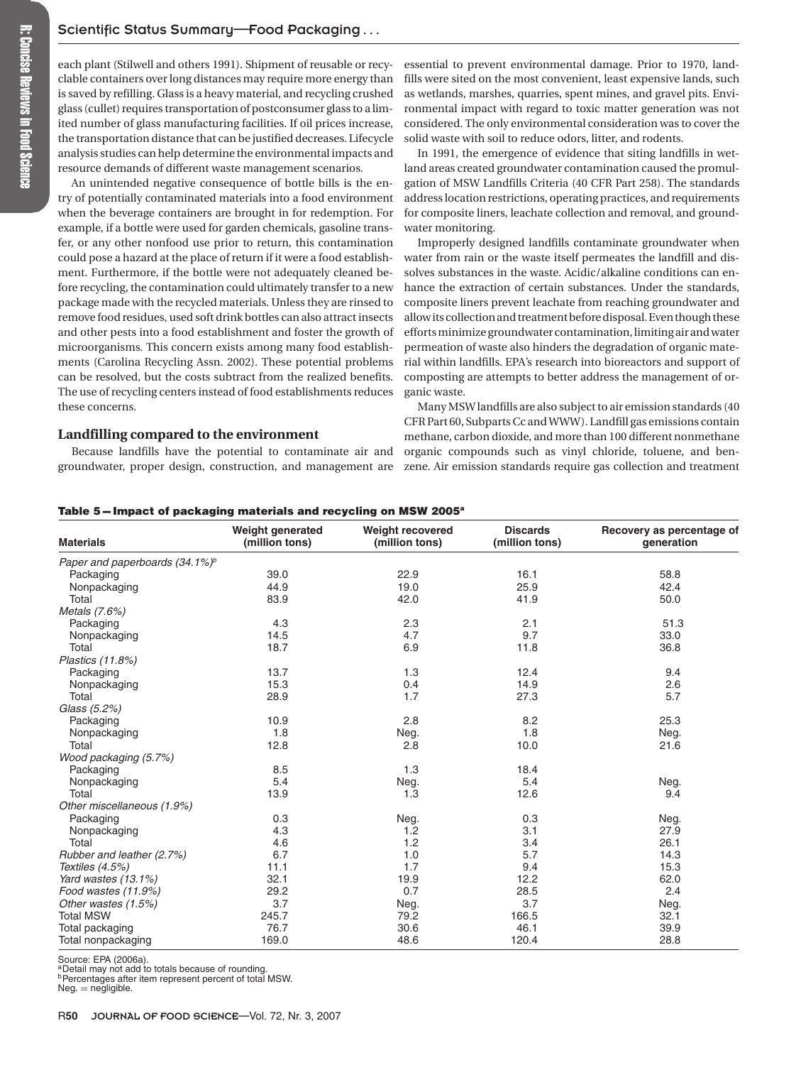each plant (Stilwell and others 1991). Shipment of reusable or recyclable containers over long distances may require more energy than is saved by refilling. Glass is a heavy material, and recycling crushed glass (cullet) requires transportation of postconsumer glass to a limited number of glass manufacturing facilities. If oil prices increase, the transportation distance that can be justified decreases. Lifecycle analysis studies can help determine the environmental impacts and resource demands of different waste management scenarios.

An unintended negative consequence of bottle bills is the entry of potentially contaminated materials into a food environment when the beverage containers are brought in for redemption. For example, if a bottle were used for garden chemicals, gasoline transfer, or any other nonfood use prior to return, this contamination could pose a hazard at the place of return if it were a food establishment. Furthermore, if the bottle were not adequately cleaned before recycling, the contamination could ultimately transfer to a new package made with the recycled materials. Unless they are rinsed to remove food residues, used soft drink bottles can also attract insects and other pests into a food establishment and foster the growth of microorganisms. This concern exists among many food establishments (Carolina Recycling Assn. 2002). These potential problems can be resolved, but the costs subtract from the realized benefits. The use of recycling centers instead of food establishments reduces these concerns.

## Landfilling compared to the environment

Because landfills have the potential to contaminate air and groundwater, proper design, construction, and management are essential to prevent environmental damage. Prior to 1970, landfills were sited on the most convenient, least expensive lands, such as wetlands, marshes, quarries, spent mines, and gravel pits. Environmental impact with regard to toxic matter generation was not considered. The only environmental consideration was to cover the solid waste with soil to reduce odors, litter, and rodents.

In 1991, the emergence of evidence that siting landfills in wetland areas created groundwater contamination caused the promulgation of MSW Landfills Criteria (40 CFR Part 258). The standards address location restrictions, operating practices, and requirements for composite liners, leachate collection and removal, and groundwater monitoring.

Improperly designed landfills contaminate groundwater when water from rain or the waste itself permeates the landfill and dissolves substances in the waste. Acidic/alkaline conditions can enhance the extraction of certain substances. Under the standards, composite liners prevent leachate from reaching groundwater and allow its collection and treatment before disposal. Even though these efforts minimize groundwater contamination, limiting air and water permeation of waste also hinders the degradation of organic material within landfills. EPA's research into bioreactors and support of composting are attempts to better address the management of organic waste.

Many MSW landfills are also subject to air emission standards (40 CFR Part 60, Subparts Cc and WWW). Landfill gas emissions contain methane, carbon dioxide, and more than 100 different nonmethane organic compounds such as vinyl chloride, toluene, and benzene. Air emission standards require gas collection and treatment

**Table 5—Impact of packaging materials and recycling on MSW 2005**[a]

| Materials | Weight generated (million tons) | Weight recovered (million tons) | Discards (million tons) | Recovery as percentage of generation |
|---|---|---|---|---|
| *Paper and paperboards (34.1%)*[b] | | | | |
| Packaging | 39.0 | 22.9 | 16.1 | 58.8 |
| Nonpackaging | 44.9 | 19.0 | 25.9 | 42.4 |
| Total | 83.9 | 42.0 | 41.9 | 50.0 |
| *Metals (7.6%)* | | | | |
| Packaging | 4.3 | 2.3 | 2.1 | 51.3 |
| Nonpackaging | 14.5 | 4.7 | 9.7 | 33.0 |
| Total | 18.7 | 6.9 | 11.8 | 36.8 |
| *Plastics (11.8%)* | | | | |
| Packaging | 13.7 | 1.3 | 12.4 | 9.4 |
| Nonpackaging | 15.3 | 0.4 | 14.9 | 2.6 |
| Total | 28.9 | 1.7 | 27.3 | 5.7 |
| *Glass (5.2%)* | | | | |
| Packaging | 10.9 | 2.8 | 8.2 | 25.3 |
| Nonpackaging | 1.8 | Neg. | 1.8 | Neg. |
| Total | 12.8 | 2.8 | 10.0 | 21.6 |
| *Wood packaging (5.7%)* | | | | |
| Packaging | 8.5 | 1.3 | 18.4 | |
| Nonpackaging | 5.4 | Neg. | 5.4 | Neg. |
| Total | 13.9 | 1.3 | 12.6 | 9.4 |
| *Other miscellaneous (1.9%)* | | | | |
| Packaging | 0.3 | Neg. | 0.3 | Neg. |
| Nonpackaging | 4.3 | 1.2 | 3.1 | 27.9 |
| Total | 4.6 | 1.2 | 3.4 | 26.1 |
| *Rubber and leather (2.7%)* | 6.7 | 1.0 | 5.7 | 14.3 |
| *Textiles (4.5%)* | 11.1 | 1.7 | 9.4 | 15.3 |
| *Yard wastes (13.1%)* | 32.1 | 19.9 | 12.2 | 62.0 |
| *Food wastes (11.9%)* | 29.2 | 0.7 | 28.5 | 2.4 |
| *Other wastes (1.5%)* | 3.7 | Neg. | 3.7 | Neg. |
| Total MSW | 245.7 | 79.2 | 166.5 | 32.1 |
| Total packaging | 76.7 | 30.6 | 46.1 | 39.9 |
| Total nonpackaging | 169.0 | 48.6 | 120.4 | 28.8 |

Source: EPA (2006a).
[a]Detail may not add to totals because of rounding.
[b]Percentages after item represent percent of total MSW.
Neg. = negligible.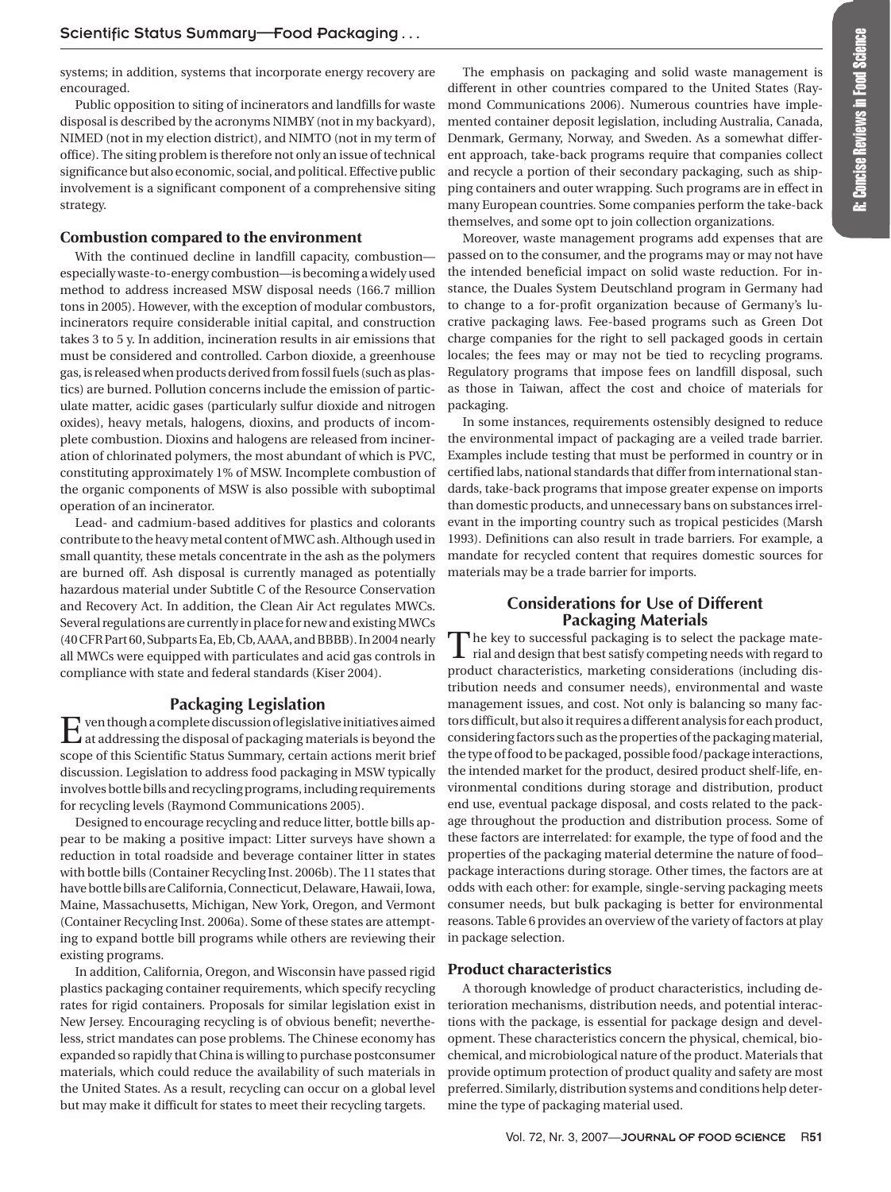systems; in addition, systems that incorporate energy recovery are encouraged.

Public opposition to siting of incinerators and landfills for waste disposal is described by the acronyms NIMBY (not in my backyard), NIMED (not in my election district), and NIMTO (not in my term of office). The siting problem is therefore not only an issue of technical significance but also economic, social, and political. Effective public involvement is a significant component of a comprehensive siting strategy.

### Combustion compared to the environment

With the continued decline in landfill capacity, combustion—especially waste-to-energy combustion—is becoming a widely used method to address increased MSW disposal needs (166.7 million tons in 2005). However, with the exception of modular combustors, incinerators require considerable initial capital, and construction takes 3 to 5 y. In addition, incineration results in air emissions that must be considered and controlled. Carbon dioxide, a greenhouse gas, is released when products derived from fossil fuels (such as plastics) are burned. Pollution concerns include the emission of particulate matter, acidic gases (particularly sulfur dioxide and nitrogen oxides), heavy metals, halogens, dioxins, and products of incomplete combustion. Dioxins and halogens are released from incineration of chlorinated polymers, the most abundant of which is PVC, constituting approximately 1% of MSW. Incomplete combustion of the organic components of MSW is also possible with suboptimal operation of an incinerator.

Lead- and cadmium-based additives for plastics and colorants contribute to the heavy metal content of MWC ash. Although used in small quantity, these metals concentrate in the ash as the polymers are burned off. Ash disposal is currently managed as potentially hazardous material under Subtitle C of the Resource Conservation and Recovery Act. In addition, the Clean Air Act regulates MWCs. Several regulations are currently in place for new and existing MWCs (40 CFR Part 60, Subparts Ea, Eb, Cb, AAAA, and BBBB). In 2004 nearly all MWCs were equipped with particulates and acid gas controls in compliance with state and federal standards (Kiser 2004).

## Packaging Legislation

Even though a complete discussion of legislative initiatives aimed at addressing the disposal of packaging materials is beyond the scope of this Scientific Status Summary, certain actions merit brief discussion. Legislation to address food packaging in MSW typically involves bottle bills and recycling programs, including requirements for recycling levels (Raymond Communications 2005).

Designed to encourage recycling and reduce litter, bottle bills appear to be making a positive impact: Litter surveys have shown a reduction in total roadside and beverage container litter in states with bottle bills (Container Recycling Inst. 2006b). The 11 states that have bottle bills are California, Connecticut, Delaware, Hawaii, Iowa, Maine, Massachusetts, Michigan, New York, Oregon, and Vermont (Container Recycling Inst. 2006a). Some of these states are attempting to expand bottle bill programs while others are reviewing their existing programs.

In addition, California, Oregon, and Wisconsin have passed rigid plastics packaging container requirements, which specify recycling rates for rigid containers. Proposals for similar legislation exist in New Jersey. Encouraging recycling is of obvious benefit; nevertheless, strict mandates can pose problems. The Chinese economy has expanded so rapidly that China is willing to purchase postconsumer materials, which could reduce the availability of such materials in the United States. As a result, recycling can occur on a global level but may make it difficult for states to meet their recycling targets.

The emphasis on packaging and solid waste management is different in other countries compared to the United States (Raymond Communications 2006). Numerous countries have implemented container deposit legislation, including Australia, Canada, Denmark, Germany, Norway, and Sweden. As a somewhat different approach, take-back programs require that companies collect and recycle a portion of their secondary packaging, such as shipping containers and outer wrapping. Such programs are in effect in many European countries. Some companies perform the take-back themselves, and some opt to join collection organizations.

Moreover, waste management programs add expenses that are passed on to the consumer, and the programs may or may not have the intended beneficial impact on solid waste reduction. For instance, the Duales System Deutschland program in Germany had to change to a for-profit organization because of Germany's lucrative packaging laws. Fee-based programs such as Green Dot charge companies for the right to sell packaged goods in certain locales; the fees may or may not be tied to recycling programs. Regulatory programs that impose fees on landfill disposal, such as those in Taiwan, affect the cost and choice of materials for packaging.

In some instances, requirements ostensibly designed to reduce the environmental impact of packaging are a veiled trade barrier. Examples include testing that must be performed in country or in certified labs, national standards that differ from international standards, take-back programs that impose greater expense on imports than domestic products, and unnecessary bans on substances irrelevant in the importing country such as tropical pesticides (Marsh 1993). Definitions can also result in trade barriers. For example, a mandate for recycled content that requires domestic sources for materials may be a trade barrier for imports.

## Considerations for Use of Different Packaging Materials

The key to successful packaging is to select the package material and design that best satisfy competing needs with regard to product characteristics, marketing considerations (including distribution needs and consumer needs), environmental and waste management issues, and cost. Not only is balancing so many factors difficult, but also it requires a different analysis for each product, considering factors such as the properties of the packaging material, the type of food to be packaged, possible food/package interactions, the intended market for the product, desired product shelf-life, environmental conditions during storage and distribution, product end use, eventual package disposal, and costs related to the package throughout the production and distribution process. Some of these factors are interrelated: for example, the type of food and the properties of the packaging material determine the nature of food–package interactions during storage. Other times, the factors are at odds with each other: for example, single-serving packaging meets consumer needs, but bulk packaging is better for environmental reasons. Table 6 provides an overview of the variety of factors at play in package selection.

### Product characteristics

A thorough knowledge of product characteristics, including deterioration mechanisms, distribution needs, and potential interactions with the package, is essential for package design and development. These characteristics concern the physical, chemical, biochemical, and microbiological nature of the product. Materials that provide optimum protection of product quality and safety are most preferred. Similarly, distribution systems and conditions help determine the type of packaging material used.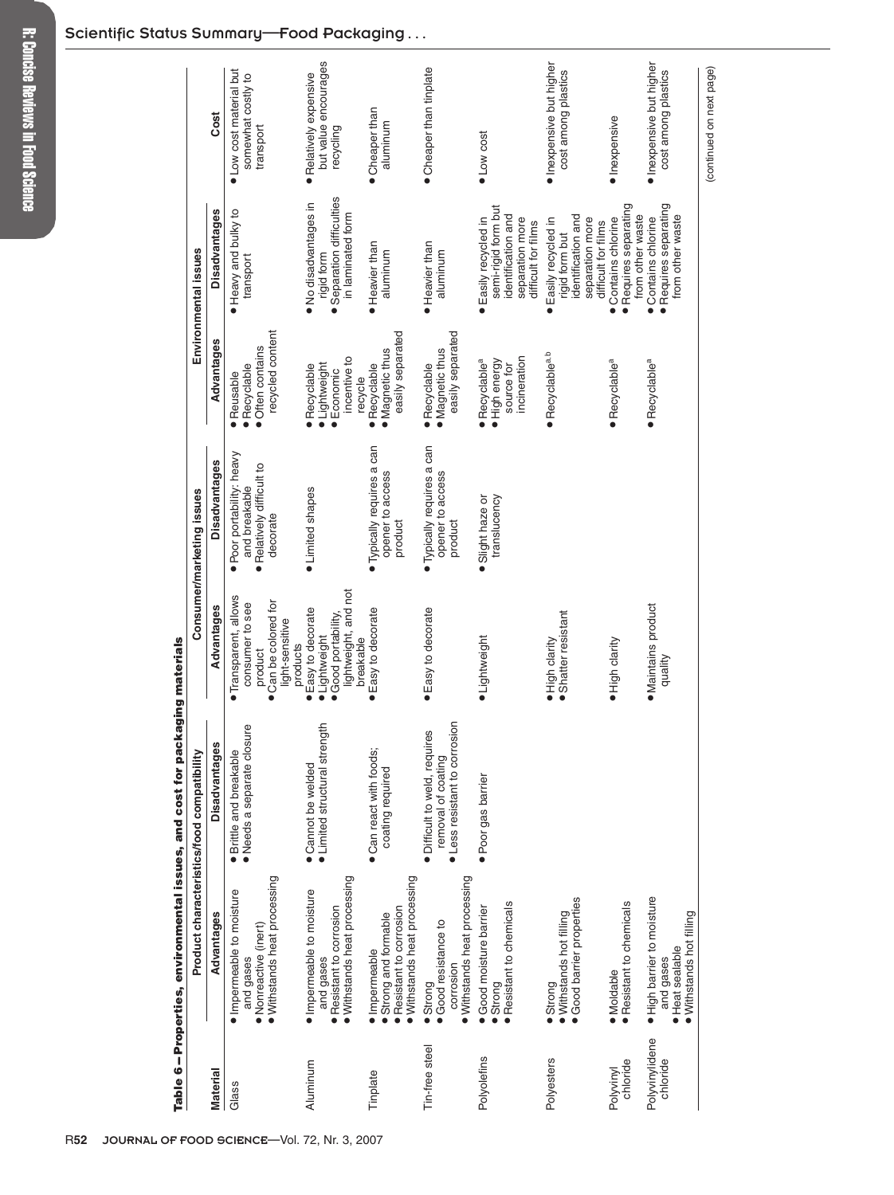Table 6 – Properties, environmental issues, and cost for packaging materials

| Material | Product characteristics/food compatibility | | Consumer/marketing issues | | Environmental issues | | Cost |
|---|---|---|---|---|---|---|---|
| | Advantages | Disadvantages | Advantages | Disadvantages | Advantages | Disadvantages | |
| Glass | • Impermeable to moisture and gases<br>• Nonreactive (inert)<br>• Withstands heat processing | • Brittle and breakable<br>• Needs a separate closure | • Transparent, allows consumer to see product<br>• Can be colored for light-sensitive products | • Poor portability: heavy and breakable<br>• Relatively difficult to decorate | • Reusable<br>• Recyclable<br>• Often contains recycled content | • Heavy and bulky to transport | • Low cost material but somewhat costly to transport |
| Aluminum | • Impermeable to moisture and gases<br>• Resistant to corrosion<br>• Withstands heat processing | • Cannot be welded<br>• Limited structural strength | • Easy to decorate<br>• Lightweight<br>• Good portability, lightweight, and not breakable | • Limited shapes | • Recyclable<br>• Lightweight<br>• Economic incentive to recycle | • No disadvantages in rigid form<br>• Separation difficulties in laminated form | • Relatively expensive but value encourages recycling |
| Tinplate | • Impermeable<br>• Strong and formable<br>• Resistant to corrosion<br>• Withstands heat processing | • Can react with foods; coating required | • Easy to decorate | • Typically requires a can opener to access product | • Recyclable<br>• Magnetic thus easily separated | • Heavier than aluminum | • Cheaper than aluminum |
| Tin-free steel | • Strong<br>• Good resistance to corrosion<br>• Withstands heat processing | • Difficult to weld, requires removal of coating<br>• Less resistant to corrosion | • Easy to decorate | • Typically requires a can opener to access product | • Recyclable<br>• Magnetic thus easily separated | • Heavier than aluminum | • Cheaper than tinplate |
| Polyolefins | • Good moisture barrier<br>• Strong<br>• Resistant to chemicals | • Poor gas barrier | • Lightweight | • Slight haze or translucency | • Recyclable[a]<br>• High energy source for incineration | • Easily recycled in semi-rigid form but identification and separation more difficult for films | • Low cost |
| Polyesters | • Strong<br>• Withstands hot filling<br>• Good barrier properties | | • High clarity<br>• Shatter resistant | | • Recyclable[a,b] | • Easily recycled in rigid form but identification and separation more difficult for films | • Inexpensive but higher cost among plastics |
| Polyvinyl chloride | • Moldable<br>• Resistant to chemicals | | • High clarity | | • Recyclable[a] | • Contains chlorine<br>• Requires separating from other waste | • Inexpensive |
| Polyvinylidene chloride | • High barrier to moisture and gases<br>• Heat sealable<br>• Withstands hot filling | | • Maintains product quality | | • Recyclable[a] | • Contains chlorine<br>• Requires separating from other waste | • Inexpensive but higher cost among plastics |

(continued on next page)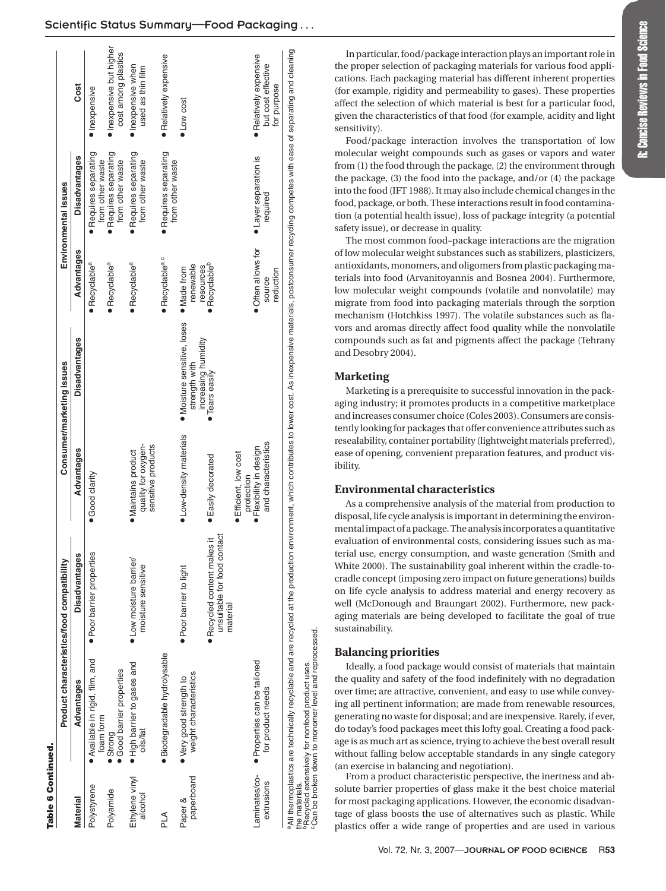**Table 6 Continued.**

| Material | Product characteristics/food compatibility | | Consumer/marketing issues | | Environmental issues | | Cost |
|---|---|---|---|---|---|---|---|
| | Advantages | Disadvantages | Advantages | Disadvantages | Advantages | Disadvantages | |
| Polystyrene | • Available in rigid, film, and foam form | • Poor barrier properties | • Good clarity | | • Recyclable[a] | • Requires separating from other waste | • Inexpensive |
| Polyamide | • Strong<br>• Good barrier properties | | | | • Recyclable[a] | • Requires separating from other waste | • Inexpensive but higher cost among plastics |
| Ethylene vinyl alcohol | • High barrier to gases and oils/fat | • Low moisture barrier/ moisture sensitive | • Maintains product quality for oxygen-sensitive products | | • Recyclable[a] | • Requires separating from other waste | • Inexpensive when used as thin film |
| PLA | • Biodegradable hydrolysable | | | | • Recyclable[a,c] | • Requires separating from other waste | • Relatively expensive |
| Paper & paperboard | • Very good strength to weight characteristics | • Poor barrier to light<br>• Recycled content makes it unsuitable for food contact material | • Low-density materials<br>• Easily decorated<br>• Efficient, low cost protection | • Moisture sensitive, loses strength with increasing humidity<br>• Tears easily | • Made from renewable resources<br>• Recyclable[b] | | • Low cost |
| Laminates/co-extrusions | • Properties can be tailored for product needs | | • Flexibility in design and characteristics | | • Often allows for source reduction | • Layer separation is required | • Relatively expensive but cost effective for purpose |

[a]All thermoplastics are technically recyclable and are recycled at the production environment, which contributes to lower cost. As inexpensive materials, postconsumer recycling competes with ease of separating and cleaning the materials.
[b]Recycled extensively for nonfood product uses.
[c]Can be broken down to monomer level and reprocessed.

In particular, food/package interaction plays an important role in the proper selection of packaging materials for various food applications. Each packaging material has different inherent properties (for example, rigidity and permeability to gases). These properties affect the selection of which material is best for a particular food, given the characteristics of that food (for example, acidity and light sensitivity).

Food/package interaction involves the transportation of low molecular weight compounds such as gases or vapors and water from (1) the food through the package, (2) the environment through the package, (3) the food into the package, and/or (4) the package into the food (IFT 1988). It may also include chemical changes in the food, package, or both. These interactions result in food contamination (a potential health issue), loss of package integrity (a potential safety issue), or decrease in quality.

The most common food–package interactions are the migration of low molecular weight substances such as stabilizers, plasticizers, antioxidants, monomers, and oligomers from plastic packaging materials into food (Arvanitoyannis and Bosnea 2004). Furthermore, low molecular weight compounds (volatile and nonvolatile) may migrate from food into packaging materials through the sorption mechanism (Hotchkiss 1997). The volatile substances such as flavors and aromas directly affect food quality while the nonvolatile compounds such as fat and pigments affect the package (Tehrany and Desobry 2004).

## Marketing

Marketing is a prerequisite to successful innovation in the packaging industry; it promotes products in a competitive marketplace and increases consumer choice (Coles 2003). Consumers are consistently looking for packages that offer convenience attributes such as resealability, container portability (lightweight materials preferred), ease of opening, convenient preparation features, and product visibility.

## Environmental characteristics

As a comprehensive analysis of the material from production to disposal, life cycle analysis is important in determining the environmental impact of a package. The analysis incorporates a quantitative evaluation of environmental costs, considering issues such as material use, energy consumption, and waste generation (Smith and White 2000). The sustainability goal inherent within the cradle-to-cradle concept (imposing zero impact on future generations) builds on life cycle analysis to address material and energy recovery as well (McDonough and Braungart 2002). Furthermore, new packaging materials are being developed to facilitate the goal of true sustainability.

## Balancing priorities

Ideally, a food package would consist of materials that maintain the quality and safety of the food indefinitely with no degradation over time; are attractive, convenient, and easy to use while conveying all pertinent information; are made from renewable resources, generating no waste for disposal; and are inexpensive. Rarely, if ever, do today's food packages meet this lofty goal. Creating a food package is as much art as science, trying to achieve the best overall result without falling below acceptable standards in any single category (an exercise in balancing and negotiation).

From a product characteristic perspective, the inertness and absolute barrier properties of glass make it the best choice material for most packaging applications. However, the economic disadvantage of glass boosts the use of alternatives such as plastic. While plastics offer a wide range of properties and are used in various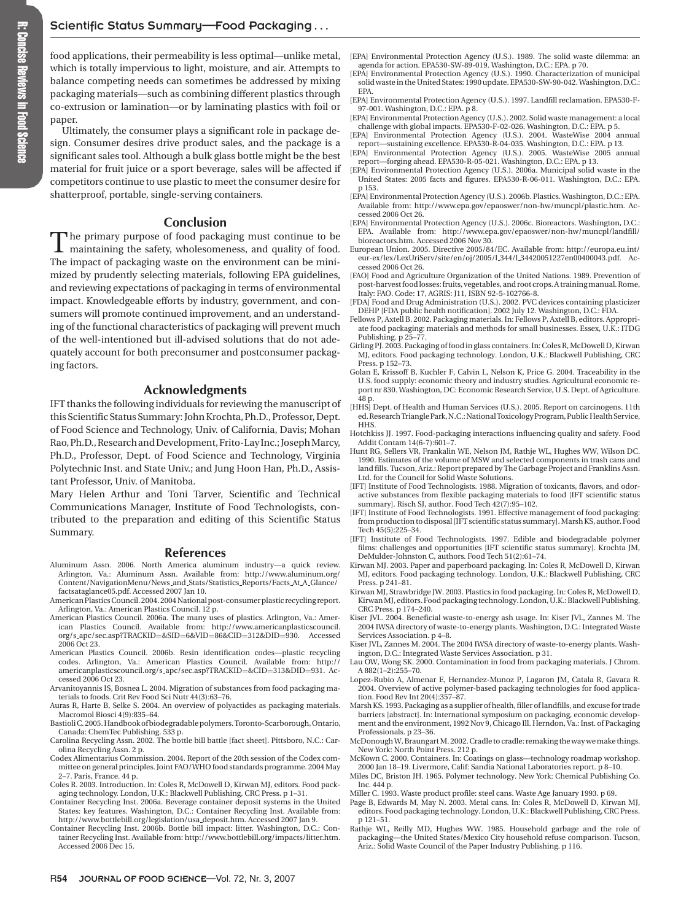food applications, their permeability is less optimal—unlike metal, which is totally impervious to light, moisture, and air. Attempts to balance competing needs can sometimes be addressed by mixing packaging materials—such as combining different plastics through co-extrusion or lamination—or by laminating plastics with foil or paper.

Ultimately, the consumer plays a significant role in package design. Consumer desires drive product sales, and the package is a significant sales tool. Although a bulk glass bottle might be the best material for fruit juice or a sport beverage, sales will be affected if competitors continue to use plastic to meet the consumer desire for shatterproof, portable, single-serving containers.

## Conclusion

The primary purpose of food packaging must continue to be maintaining the safety, wholesomeness, and quality of food. The impact of packaging waste on the environment can be minimized by prudently selecting materials, following EPA guidelines, and reviewing expectations of packaging in terms of environmental impact. Knowledgeable efforts by industry, government, and consumers will promote continued improvement, and an understanding of the functional characteristics of packaging will prevent much of the well-intentioned but ill-advised solutions that do not adequately account for both preconsumer and postconsumer packaging factors.

## Acknowledgments

IFT thanks the following individuals for reviewing the manuscript of this Scientific Status Summary: John Krochta, Ph.D., Professor, Dept. of Food Science and Technology, Univ. of California, Davis; Mohan Rao, Ph.D., Research and Development, Frito-Lay Inc.; Joseph Marcy, Ph.D., Professor, Dept. of Food Science and Technology, Virginia Polytechnic Inst. and State Univ.; and Jung Hoon Han, Ph.D., Assistant Professor, Univ. of Manitoba.

Mary Helen Arthur and Toni Tarver, Scientific and Technical Communications Manager, Institute of Food Technologists, contributed to the preparation and editing of this Scientific Status Summary.

## References

Aluminum Assn. 2006. North America aluminum industry—a quick review. Arlington, Va.: Aluminum Assn. Available from: http://www.aluminum.org/Content/NavigationMenu/News_and_Stats/Statistics_Reports/Facts_At_A_Glance/factsataglance05.pdf. Accessed 2007 Jan 10.

American Plastics Council. 2004. 2004 National post-consumer plastic recycling report. Arlington, Va.: American Plastics Council. 12 p.

American Plastics Council. 2006a. The many uses of plastics. Arlington, Va.: American Plastics Council. Available from: http://www.americanplasticscouncil.org/s_apc/sec.asp?TRACKID=&SID=6&VID=86&CID=312&DID=930. Accessed 2006 Oct 23.

American Plastics Council. 2006b. Resin identification codes—plastic recycling codes. Arlington, Va.: American Plastics Council. Available from: http://americanplasticscouncil.org/s_apc/sec.asp?TRACKID=&CID=313&DID=931. Accessed 2006 Oct 23.

Arvanitoyannis IS, Bosnea L. 2004. Migration of substances from food packaging materials to foods. Crit Rev Food Sci Nutr 44(3):63–76.

Auras R, Harte B, Selke S. 2004. An overview of polyactides as packaging materials. Macromol Biosci 4(9):835–64.

Bastioli C. 2005. Handbook of biodegradable polymers. Toronto-Scarborough, Ontario, Canada: ChemTec Publishing. 533 p.

Carolina Recycling Assn. 2002. The bottle bill battle [fact sheet]. Pittsboro, N.C.: Carolina Recycling Assn. 2 p.

Codex Alimentarius Commission. 2004. Report of the 20th session of the Codex committee on general principles. Joint FAO/WHO food standards programme. 2004 May 2–7. Paris, France. 44 p.

Coles R. 2003. Introduction. In: Coles R, McDowell D, Kirwan MJ, editors. Food packaging technology. London, U.K.: Blackwell Publishing, CRC Press. p 1–31.

Container Recycling Inst. 2006a. Beverage container deposit systems in the United States: key features. Washington, D.C.: Container Recycling Inst. Available from: http://www.bottlebill.org/legislation/usa_deposit.htm. Accessed 2007 Jan 9.

Container Recycling Inst. 2006b. Bottle bill impact: litter. Washington, D.C.: Container Recycling Inst. Available from: http://www.bottlebill.org/impacts/litter.htm. Accessed 2006 Dec 15.

[EPA] Environmental Protection Agency (U.S.). 1989. The solid waste dilemma: an agenda for action. EPA530-SW-89-019. Washington, D.C.: EPA. p 70.

[EPA] Environmental Protection Agency (U.S.). 1990. Characterization of municipal solid waste in the United States: 1990 update. EPA530-SW-90-042. Washington, D.C.: EPA.

[EPA] Environmental Protection Agency (U.S.). 1997. Landfill reclamation. EPA530-F-97-001. Washington, D.C.: EPA. p 8.

[EPA] Environmental Protection Agency (U.S.). 2002. Solid waste management: a local challenge with global impacts. EPA530-F-02-026. Washington, D.C.: EPA. p 5.

[EPA] Environmental Protection Agency (U.S.). 2004. WasteWise 2004 annual report—sustaining excellence. EPA530-R-04-035. Washington, D.C.: EPA. p 13.

[EPA] Environmental Protection Agency (U.S.). 2005. WasteWise 2005 annual report—forging ahead. EPA530-R-05-021. Washington, D.C.: EPA. p 13.

[EPA] Environmental Protection Agency (U.S.). 2006a. Municipal solid waste in the United States: 2005 facts and figures. EPA530-R-06-011. Washington, D.C.: EPA. p 153.

[EPA] Environmental Protection Agency (U.S.). 2006b. Plastics. Washington, D.C.: EPA. Available from: http://www.epa.gov/epaoswer/non-hw/muncpl/plastic.htm. Accessed 2006 Oct 26.

[EPA] Environmental Protection Agency (U.S.). 2006c. Bioreactors. Washington, D.C.: EPA. Available from: http://www.epa.gov/epaoswer/non-hw/muncpl/landfill/bioreactors.htm. Accessed 2006 Nov 30.

European Union. 2005. Directive 2005/84/EC. Available from: http://europa.eu.int/eur-ex/lex/LexUriServ/site/en/oj/2005/l_344/l_34420051227en00400043.pdf. Accessed 2006 Oct 26.

[FAO] Food and Agriculture Organization of the United Nations. 1989. Prevention of post-harvest food losses: fruits, vegetables, and root crops. A training manual. Rome, Italy: FAO. Code: 17, AGRIS: J11, ISBN 92-5-102766-8.

[FDA] Food and Drug Administration (U.S.). 2002. PVC devices containing plasticizer DEHP [FDA public health notification]. 2002 July 12. Washington, D.C.: FDA.

Fellows P, Axtell B. 2002. Packaging materials. In: Fellows P, Axtell B, editors. Appropriate food packaging: materials and methods for small businesses. Essex, U.K.: ITDG Publishing. p 25–77.

Girling PJ. 2003. Packaging of food in glass containers. In: Coles R, McDowell D, Kirwan MJ, editors. Food packaging technology. London, U.K.: Blackwell Publishing, CRC Press. p 152–73.

Golan E, Krissoff B, Kuchler F, Calvin L, Nelson K, Price G. 2004. Traceability in the U.S. food supply: economic theory and industry studies. Agricultural economic report nr 830. Washington, DC: Economic Research Service, U.S. Dept. of Agriculture. 48 p.

[HHS] Dept. of Health and Human Services (U.S.). 2005. Report on carcinogens. 11th ed. Research Triangle Park, N.C.: National Toxicology Program, Public Health Service, HHS.

Hotchkiss JJ. 1997. Food-packaging interactions influencing quality and safety. Food Addit Contam 14(6-7):601–7.

Hunt RG, Sellers VR, Frankalin WE, Nelson JM, Rathje WL, Hughes WW, Wilson DC. 1990. Estimates of the volume of MSW and selected components in trash cans and land fills. Tucson, Ariz.: Report prepared by The Garbage Project and Franklins Assn. Ltd. for the Council for Solid Waste Solutions.

[IFT] Institute of Food Technologists. 1988. Migration of toxicants, flavors, and odor-active substances from flexible packaging materials to food [IFT scientific status summary]. Risch SJ, author. Food Tech 42(7):95–102.

[IFT] Institute of Food Technologists. 1991. Effective management of food packaging: from production to disposal [IFT scientific status summary]. Marsh KS, author. Food Tech 45(5):225–34.

[IFT] Institute of Food Technologists. 1997. Edible and biodegradable polymer films: challenges and opportunities [IFT scientific status summary]. Krochta JM, DeMulder-Johnston C, authors. Food Tech 51(2):61–74.

Kirwan MJ. 2003. Paper and paperboard packaging. In: Coles R, McDowell D, Kirwan MJ, editors. Food packaging technology. London, U.K.: Blackwell Publishing, CRC Press. p 241–81.

Kirwan MJ, Strawbridge JW. 2003. Plastics in food packaging. In: Coles R, McDowell D, Kirwan MJ, editors. Food packaging technology. London, U.K.: Blackwell Publishing, CRC Press. p 174–240.

Kiser JVL. 2004. Beneficial waste-to-energy ash usage. In: Kiser JVL, Zannes M. The 2004 IWSA directory of waste-to-energy plants. Washington, D.C.: Integrated Waste Services Association. p 4–8.

Kiser JVL, Zannes M. 2004. The 2004 IWSA directory of waste-to-energy plants. Washington, D.C.: Integrated Waste Services Association. p 31.

Lau OW, Wong SK. 2000. Contamination in food from packaging materials. J Chrom. A 882(1–2):255–70.

Lopez-Rubio A, Almenar E, Hernandez-Munoz P, Lagaron JM, Catala R, Gavara R. 2004. Overview of active polymer-based packaging technologies for food application. Food Rev Int 20(4):357–87.

Marsh KS. 1993. Packaging as a supplier of health, filler of landfills, and excuse for trade barriers [abstract]. In: International symposium on packaging, economic development and the environment, 1992 Nov 9, Chicago Ill. Herndon, Va.: Inst. of Packaging Professionals. p 23–36.

McDonough W, Braungart M. 2002. Cradle to cradle: remaking the way we make things. New York: North Point Press. 212 p.

McKeown C. 2000. Containers. In: Coatings on glass—technology roadmap workshop. 2000 Jan 18–19. Livermore, Calif: Sandia National Laboratories report. p 8–10.

Miles DC, Briston JH. 1965. Polymer technology. New York: Chemical Publishing Co. Inc. 444 p.

Miller C. 1993. Waste product profile: steel cans. Waste Age January 1993. p 69.

Page B, Edwards M, May N. 2003. Metal cans. In: Coles R, McDowell D, Kirwan MJ, editors. Food packaging technology. London, U.K.: Blackwell Publishing, CRC Press. p 121–51.

Rathje WL, Reilly MD, Hughes WW. 1985. Household garbage and the role of packaging—the United States/Mexico City household refuse comparison. Tucson, Ariz.: Solid Waste Council of the Paper Industry Publishing. p 116.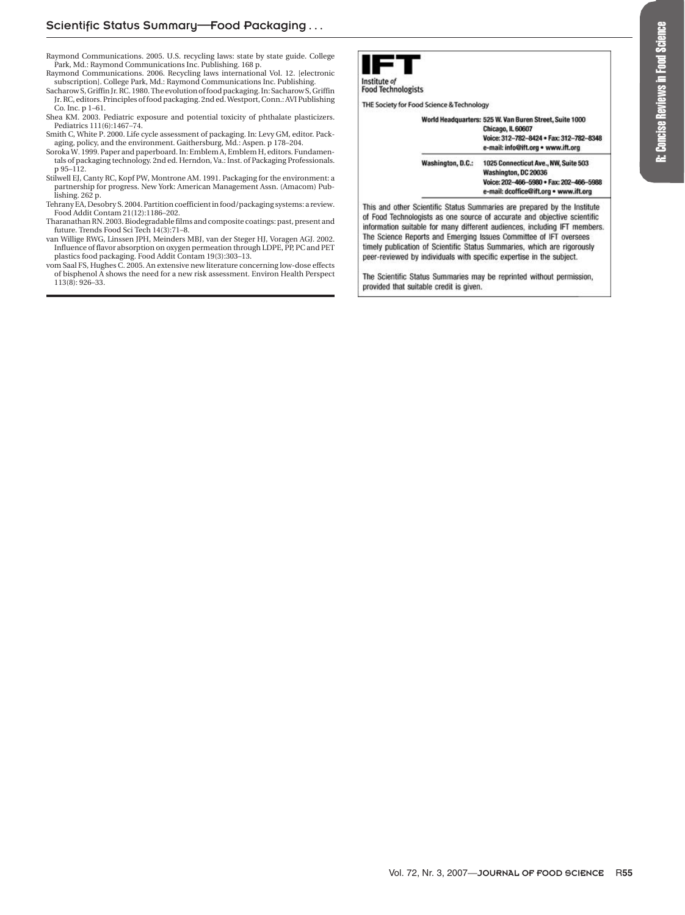Raymond Communications. 2005. U.S. recycling laws: state by state guide. College Park, Md.: Raymond Communications Inc. Publishing. 168 p.

Raymond Communications. 2006. Recycling laws international Vol. 12. [electronic subscription]. College Park, Md.: Raymond Communications Inc. Publishing.

Sacharow S, Griffin Jr. RC. 1980. The evolution of food packaging. In: Sacharow S, Griffin Jr. RC, editors. Principles of food packaging. 2nd ed. Westport, Conn.: AVI Publishing Co. Inc. p 1–61.

Shea KM. 2003. Pediatric exposure and potential toxicity of phthalate plasticizers. Pediatrics 111(6):1467–74.

Smith C, White P. 2000. Life cycle assessment of packaging. In: Levy GM, editor. Packaging, policy, and the environment. Gaithersburg, Md.: Aspen. p 178–204.

Soroka W. 1999. Paper and paperboard. In: Emblem A, Emblem H, editors. Fundamentals of packaging technology. 2nd ed. Herndon, Va.: Inst. of Packaging Professionals. p 95–112.

Stilwell EJ, Canty RC, Kopf PW, Montrone AM. 1991. Packaging for the environment: a partnership for progress. New York: American Management Assn. (Amacom) Publishing. 262 p.

Tehrany EA, Desobry S. 2004. Partition coefficient in food/packaging systems: a review. Food Addit Contam 21(12):1186–202.

Tharanathan RN. 2003. Biodegradable films and composite coatings: past, present and future. Trends Food Sci Tech 14(3):71–8.

van Willige RWG, Linssen JPH, Meinders MBJ, van der Steger HJ, Voragen AGJ. 2002. Influence of flavor absorption on oxygen permeation through LDPE, PP, PC and PET plastics food packaging. Food Addit Contam 19(3):303–13.

vom Saal FS, Hughes C. 2005. An extensive new literature concerning low-dose effects of bisphenol A shows the need for a new risk assessment. Environ Health Perspect 113(8): 926–33.

---

**IFT**
Institute *of* Food Technologists

THE Society for Food Science & Technology

| | |
|---|---|
| **World Headquarters:** | **525 W. Van Buren Street, Suite 1000**<br>**Chicago, IL 60607**<br>**Voice: 312–782–8424 • Fax: 312–782–8348**<br>**e-mail: info@ift.org • www.ift.org** |
| **Washington, D.C.:** | **1025 Connecticut Ave., NW, Suite 503**<br>**Washington, DC 20036**<br>**Voice: 202–466–5980 • Fax: 202–466–5988**<br>**e-mail: dcoffice@ift.org • www.ift.org** |

This and other Scientific Status Summaries are prepared by the Institute of Food Technologists as one source of accurate and objective scientific information suitable for many different audiences, including IFT members. The Science Reports and Emerging Issues Committee of IFT oversees timely publication of Scientific Status Summaries, which are rigorously peer-reviewed by individuals with specific expertise in the subject.

The Scientific Status Summaries may be reprinted without permission, provided that suitable credit is given.